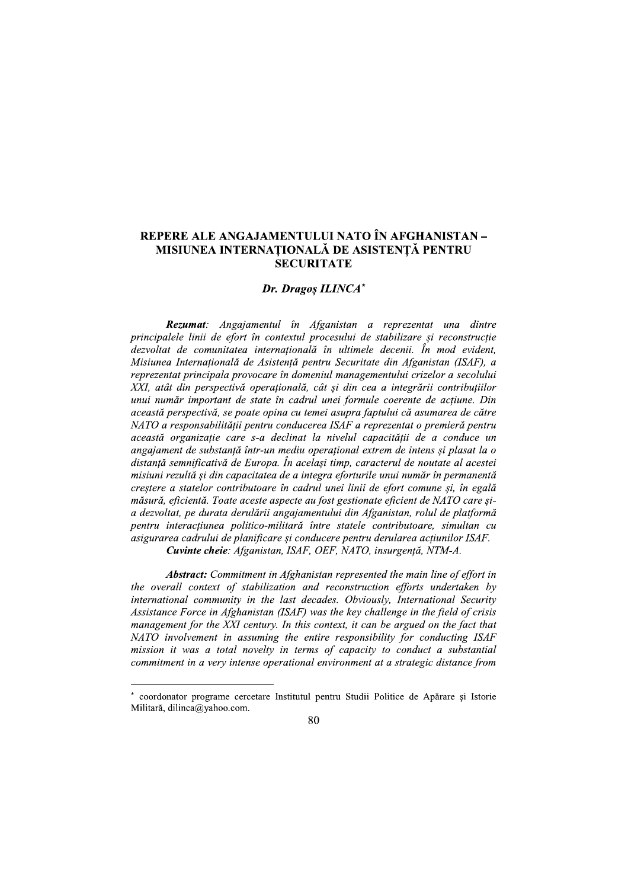# REPERE ALE ANGAJAMENTULUI NATO ÎN AFGHANISTAN – MISIUNEA INTERNAȚIONALĂ DE ASISTENȚĂ PENTRU SECURITATE

***Dr. Dragoș ILINCA*** [*]

***Rezumat****: Angajamentul în Afganistan a reprezentat una dintre principalele linii de efort în contextul procesului de stabilizare și reconstrucție dezvoltat de comunitatea internațională în ultimele decenii. În mod evident, Misiunea Internațională de Asistență pentru Securitate din Afganistan (ISAF), a reprezentat principala provocare în domeniul managementului crizelor a secolului XXI, atât din perspectivă operațională, cât și din cea a integrării contribuțiilor unui număr important de state în cadrul unei formule coerente de acțiune. Din această perspectivă, se poate opina cu temei asupra faptului că asumarea de către NATO a responsabilității pentru conducerea ISAF a reprezentat o premieră pentru această organizație care s-a declinat la nivelul capacității de a conduce un angajament de substanță într-un mediu operațional extrem de intens și plasat la o distanță semnificativă de Europa. În același timp, caracterul de noutate al acestei misiuni rezultă și din capacitatea de a integra eforturile unui număr în permanentă creștere a statelor contribuitoare în cadrul unei linii de efort comune și, în egală măsură, eficientă. Toate aceste aspecte au fost gestionate eficient de NATO care și-a dezvoltat, pe durata derulării angajamentului din Afganistan, rolul de platformă pentru interacțiunea politico-militară între statele contribuitoare, simultan cu asigurarea cadrului de planificare și conducere pentru derularea acțiunilor ISAF.*

***Cuvinte cheie****: Afganistan, ISAF, OEF, NATO, insurgență, NTM-A.*

***Abstract:*** *Commitment in Afghanistan represented the main line of effort in the overall context of stabilization and reconstruction efforts undertaken by international community in the last decades. Obviously, International Security Assistance Force in Afghanistan (ISAF) was the key challenge in the field of crisis management for the XXI century. In this context, it can be argued on the fact that NATO involvement in assuming the entire responsibility for conducting ISAF mission it was a total novelty in terms of capacity to conduct a substantial commitment in a very intense operational environment at a strategic distance from*

---

[*] coordonator programe cercetare Institutul pentru Studii Politice de Apărare și Istorie Militară, dilinca@yahoo.com.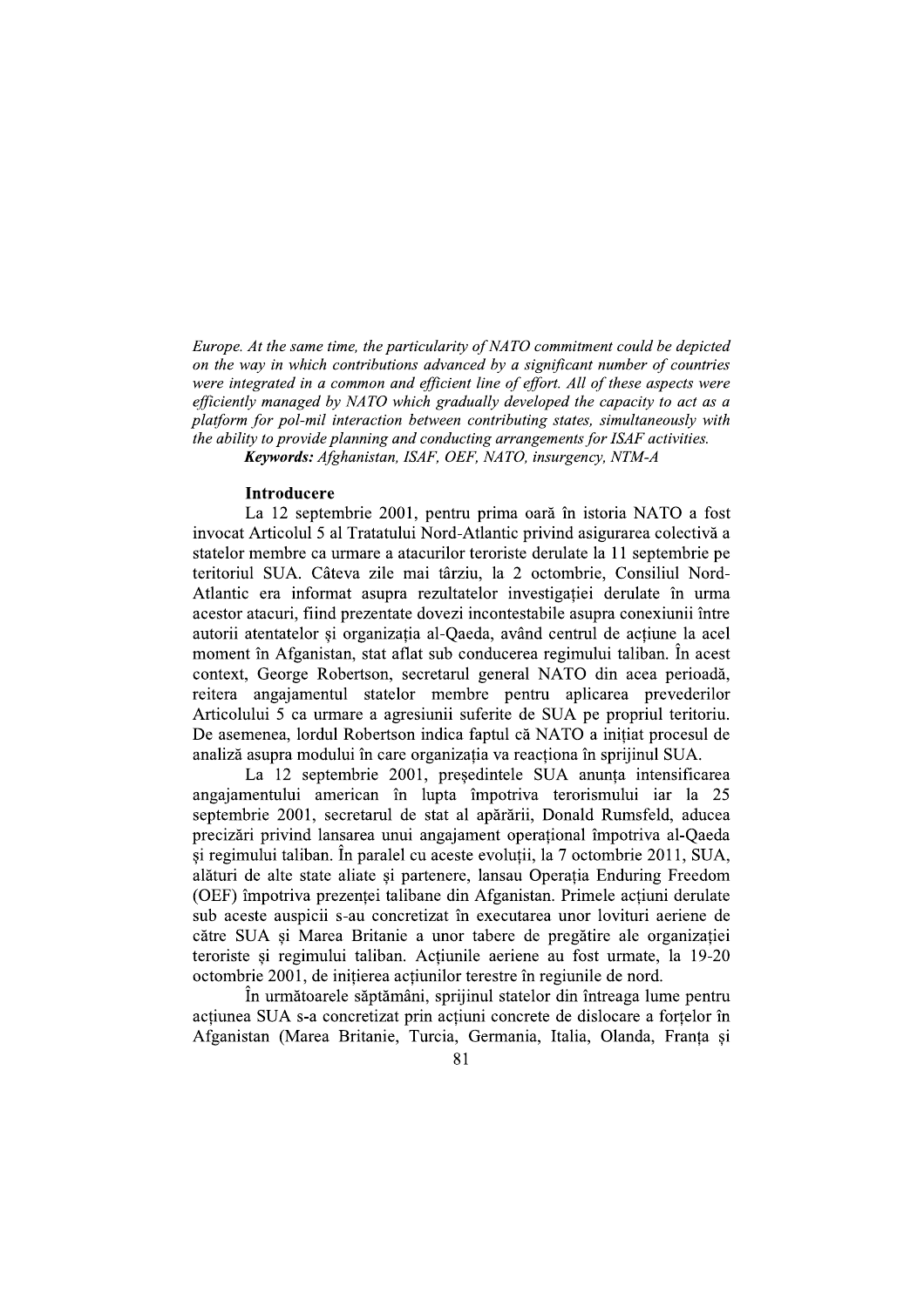*Europe. At the same time, the particularity of NATO commitment could be depicted on the way in which contributions advanced by a significant number of countries were integrated in a common and efficient line of effort. All of these aspects were efficiently managed by NATO which gradually developed the capacity to act as a platform for pol-mil interaction between contributing states, simultaneously with the ability to provide planning and conducting arrangements for ISAF activities.*

***Keywords:*** *Afghanistan, ISAF, OEF, NATO, insurgency, NTM-A*

**Introducere**

La 12 septembrie 2001, pentru prima oară în istoria NATO a fost invocat Articolul 5 al Tratatului Nord-Atlantic privind asigurarea colectivă a statelor membre ca urmare a atacurilor teroriste derulate la 11 septembrie pe teritoriul SUA. Câteva zile mai târziu, la 2 octombrie, Consiliul Nord-Atlantic era informat asupra rezultatelor investigației derulate în urma acestor atacuri, fiind prezentate dovezi incontestabile asupra conexiunii între autorii atentatelor și organizația al-Qaeda, având centrul de acțiune la acel moment în Afganistan, stat aflat sub conducerea regimului taliban. În acest context, George Robertson, secretarul general NATO din acea perioadă, reitera angajamentul statelor membre pentru aplicarea prevederilor Articolului 5 ca urmare a agresiunii suferite de SUA pe propriul teritoriu. De asemenea, lordul Robertson indica faptul că NATO a inițiat procesul de analiză asupra modului în care organizația va reacționa în sprijinul SUA.

La 12 septembrie 2001, președintele SUA anunța intensificarea angajamentului american în lupta împotriva terorismului iar la 25 septembrie 2001, secretarul de stat al apărării, Donald Rumsfeld, aducea precizări privind lansarea unui angajament operațional împotriva al-Qaeda și regimului taliban. În paralel cu aceste evoluții, la 7 octombrie 2011, SUA, alături de alte state aliate și partenere, lansau Operația Enduring Freedom (OEF) împotriva prezenței talibane din Afganistan. Primele acțiuni derulate sub aceste auspicii s-au concretizat în executarea unor lovituri aeriene de către SUA și Marea Britanie a unor tabere de pregătire ale organizației teroriste și regimului taliban. Acțiunile aeriene au fost urmate, la 19-20 octombrie 2001, de inițierea acțiunilor terestre în regiunile de nord.

În următoarele săptămâni, sprijinul statelor din întreaga lume pentru acțiunea SUA s-a concretizat prin acțiuni concrete de dislocare a forțelor în Afganistan (Marea Britanie, Turcia, Germania, Italia, Olanda, Franța și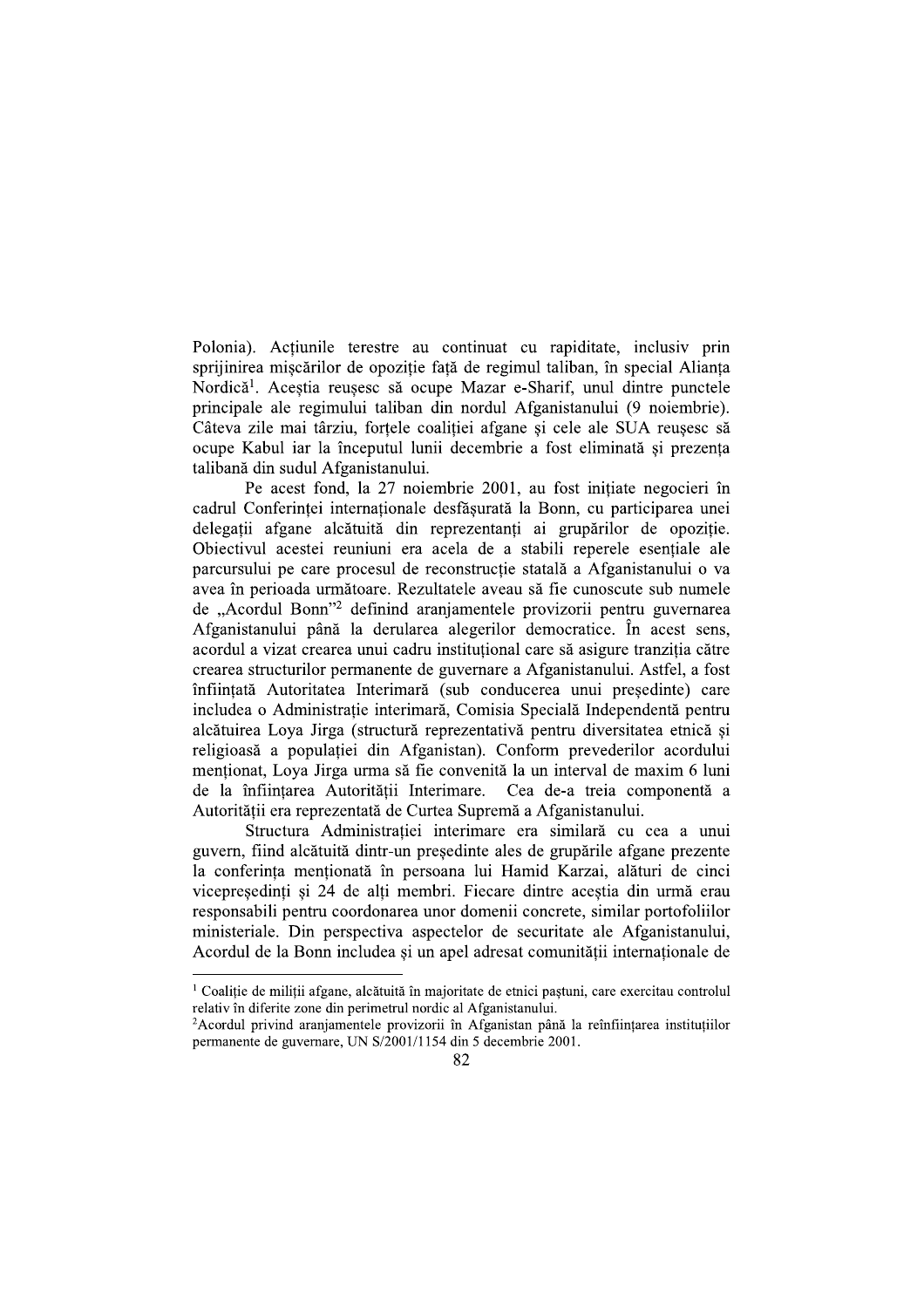Polonia). Acțiunile terestre au continuat cu rapiditate, inclusiv prin sprijinirea mişcărilor de opoziție față de regimul taliban, în special Alianța Nordică[1]. Aceştia reuşesc să ocupe Mazar e-Sharif, unul dintre punctele principale ale regimului taliban din nordul Afganistanului (9 noiembrie). Câteva zile mai târziu, forțele coaliției afgane şi cele ale SUA reuşesc să ocupe Kabul iar la începutul lunii decembrie a fost eliminată şi prezența talibană din sudul Afganistanului.

Pe acest fond, la 27 noiembrie 2001, au fost inițiate negocieri în cadrul Conferinței internaționale desfăşurată la Bonn, cu participarea unei delegații afgane alcătuită din reprezentanți ai grupărilor de opoziție. Obiectivul acestei reuniuni era acela de a stabili reperele esențiale ale parcursului pe care procesul de reconstrucție statală a Afganistanului o va avea în perioada următoare. Rezultatele aveau să fie cunoscute sub numele de „Acordul Bonn"[2] definind aranjamentele provizorii pentru guvernarea Afganistanului până la derularea alegerilor democratice. În acest sens, acordul a vizat crearea unui cadru instituțional care să asigure tranziția către crearea structurilor permanente de guvernare a Afganistanului. Astfel, a fost înființată Autoritatea Interimară (sub conducerea unui preşedinte) care includea o Administrație interimară, Comisia Specială Independentă pentru alcătuirea Loya Jirga (structură reprezentativă pentru diversitatea etnică şi religioasă a populației din Afganistan). Conform prevederilor acordului menționat, Loya Jirga urma să fie convenită la un interval de maxim 6 luni de la înființarea Autorității Interimare. Cea de-a treia componentă a Autorității era reprezentată de Curtea Supremă a Afganistanului.

Structura Administrației interimare era similară cu cea a unui guvern, fiind alcătuită dintr-un preşedinte ales de grupările afgane prezente la conferința menționată în persoana lui Hamid Karzai, alături de cinci vicepreşedinți şi 24 de alți membri. Fiecare dintre aceştia din urmă erau responsabili pentru coordonarea unor domenii concrete, similar portofoliilor ministeriale. Din perspectiva aspectelor de securitate ale Afganistanului, Acordul de la Bonn includea şi un apel adresat comunității internaționale de

---

[1] Coaliție de miliții afgane, alcătuită în majoritate de etnici paştuni, care exercitau controlul relativ în diferite zone din perimetrul nordic al Afganistanului.

[2] Acordul privind aranjamentele provizorii în Afganistan până la reînființarea instituțiilor permanente de guvernare, UN S/2001/1154 din 5 decembrie 2001.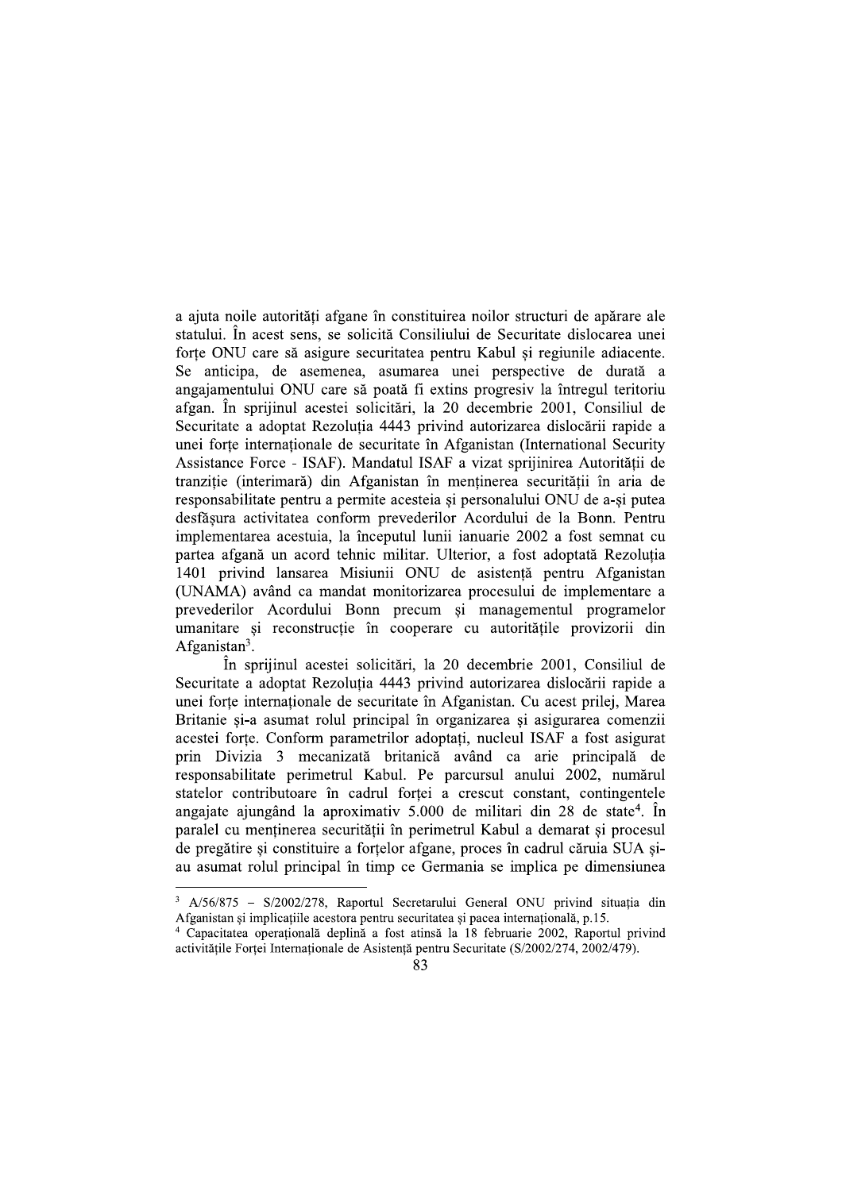a ajuta noile autorități afgane în constituirea noilor structuri de apărare ale statului. În acest sens, se solicită Consiliului de Securitate dislocarea unei forțe ONU care să asigure securitatea pentru Kabul și regiunile adiacente. Se anticipa, de asemenea, asumarea unei perspective de durată a angajamentului ONU care să poată fi extins progresiv la întregul teritoriu afgan. În sprijinul acestei solicitări, la 20 decembrie 2001, Consiliul de Securitate a adoptat Rezoluția 4443 privind autorizarea dislocării rapide a unei forțe internaționale de securitate în Afganistan (International Security Assistance Force - ISAF). Mandatul ISAF a vizat sprijinirea Autorității de tranziție (interimară) din Afganistan în menținerea securității în aria de responsabilitate pentru a permite acesteia și personalului ONU de a-și putea desfășura activitatea conform prevederilor Acordului de la Bonn. Pentru implementarea acestuia, la începutul lunii ianuarie 2002 a fost semnat cu partea afgană un acord tehnic militar. Ulterior, a fost adoptată Rezoluția 1401 privind lansarea Misiunii ONU de asistență pentru Afganistan (UNAMA) având ca mandat monitorizarea procesului de implementare a prevederilor Acordului Bonn precum și managementul programelor umanitare și reconstrucție în cooperare cu autoritățile provizorii din Afganistan[3].

În sprijinul acestei solicitări, la 20 decembrie 2001, Consiliul de Securitate a adoptat Rezoluția 4443 privind autorizarea dislocării rapide a unei forțe internaționale de securitate în Afganistan. Cu acest prilej, Marea Britanie și-a asumat rolul principal în organizarea și asigurarea comenzii acestei forțe. Conform parametrilor adoptați, nucleul ISAF a fost asigurat prin Divizia 3 mecanizată britanică având ca arie principală de responsabilitate perimetrul Kabul. Pe parcursul anului 2002, numărul statelor contributoare în cadrul forței a crescut constant, contingentele angajate ajungând la aproximativ 5.000 de militari din 28 de state[4]. În paralel cu menținerea securității în perimetrul Kabul a demarat și procesul de pregătire și constituire a forțelor afgane, proces în cadrul căruia SUA și-au asumat rolul principal în timp ce Germania se implica pe dimensiunea

---

[3] A/56/875 – S/2002/278, Raportul Secretarului General ONU privind situația din Afganistan și implicațiile acestora pentru securitatea și pacea internațională, p.15.

[4] Capacitatea operațională deplină a fost atinsă la 18 februarie 2002, Raportul privind activitățile Forței Internaționale de Asistență pentru Securitate (S/2002/274, 2002/479).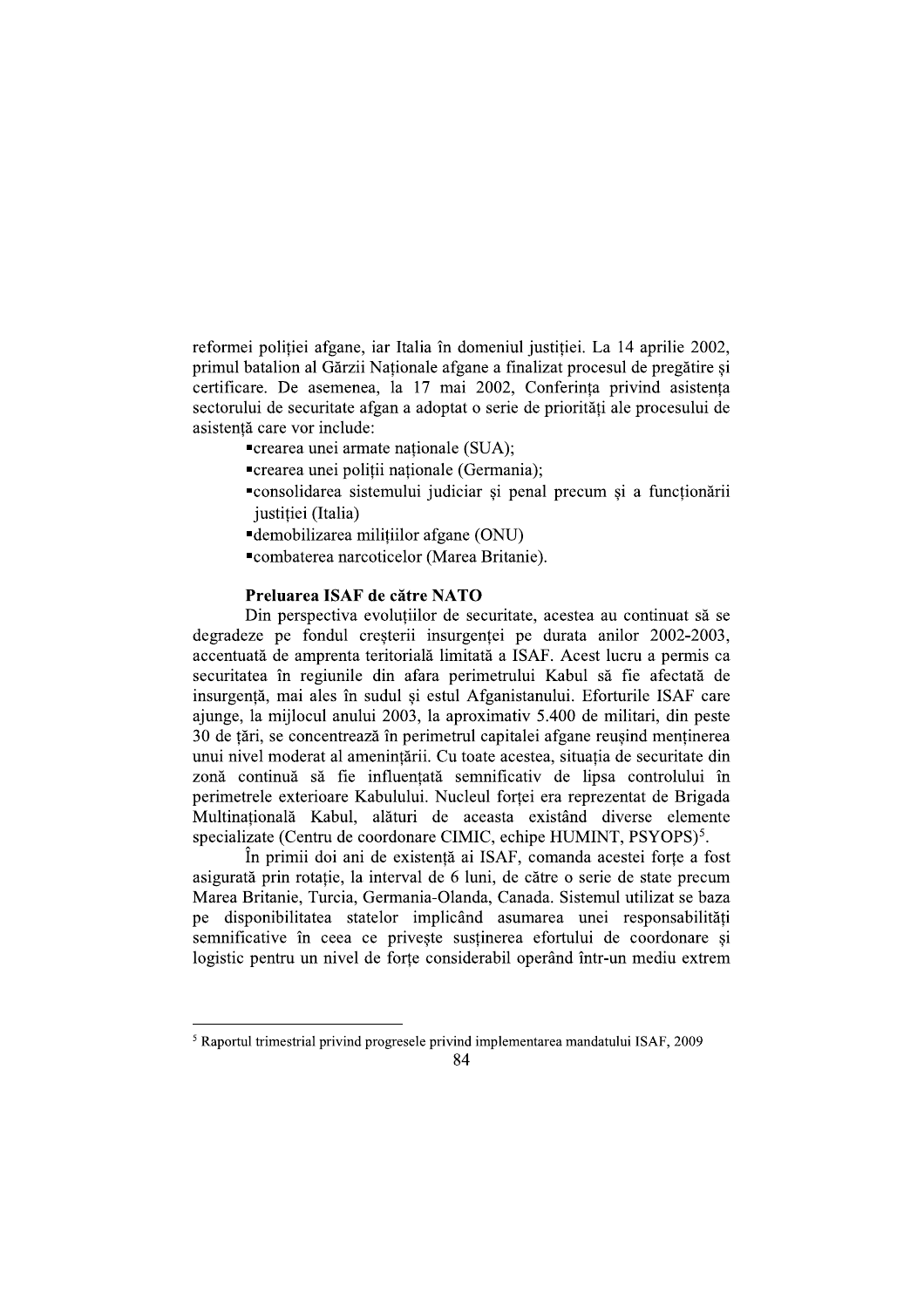reformei poliției afgane, iar Italia în domeniul justiției. La 14 aprilie 2002, primul batalion al Gărzii Naționale afgane a finalizat procesul de pregătire și certificare. De asemenea, la 17 mai 2002, Conferința privind asistența sectorului de securitate afgan a adoptat o serie de priorități ale procesului de asistență care vor include:

- crearea unei armate naționale (SUA);
- crearea unei poliții naționale (Germania);
- consolidarea sistemului judiciar și penal precum și a funcționării justiției (Italia)
- demobilizarea milițiilor afgane (ONU)
- combaterea narcoticelor (Marea Britanie).

**Preluarea ISAF de către NATO**

Din perspectiva evoluțiilor de securitate, acestea au continuat să se degradeze pe fondul creșterii insurgenței pe durata anilor 2002-2003, accentuată de amprenta teritorială limitată a ISAF. Acest lucru a permis ca securitatea în regiunile din afara perimetrului Kabul să fie afectată de insurgență, mai ales în sudul și estul Afganistanului. Eforturile ISAF care ajunge, la mijlocul anului 2003, la aproximativ 5.400 de militari, din peste 30 de țări, se concentrează în perimetrul capitalei afgane reușind menținerea unui nivel moderat al amenințării. Cu toate acestea, situația de securitate din zonă continuă să fie influențată semnificativ de lipsa controlului în perimetrele exterioare Kabulului. Nucleul forței era reprezentat de Brigada Multinațională Kabul, alături de aceasta existând diverse elemente specializate (Centru de coordonare CIMIC, echipe HUMINT, PSYOPS)[5].

În primii doi ani de existență ai ISAF, comanda acestei forțe a fost asigurată prin rotație, la interval de 6 luni, de către o serie de state precum Marea Britanie, Turcia, Germania-Olanda, Canada. Sistemul utilizat se baza pe disponibilitatea statelor implicând asumarea unei responsabilități semnificative în ceea ce privește susținerea efortului de coordonare și logistic pentru un nivel de forțe considerabil operând într-un mediu extrem

[5] Raportul trimestrial privind progresele privind implementarea mandatului ISAF, 2009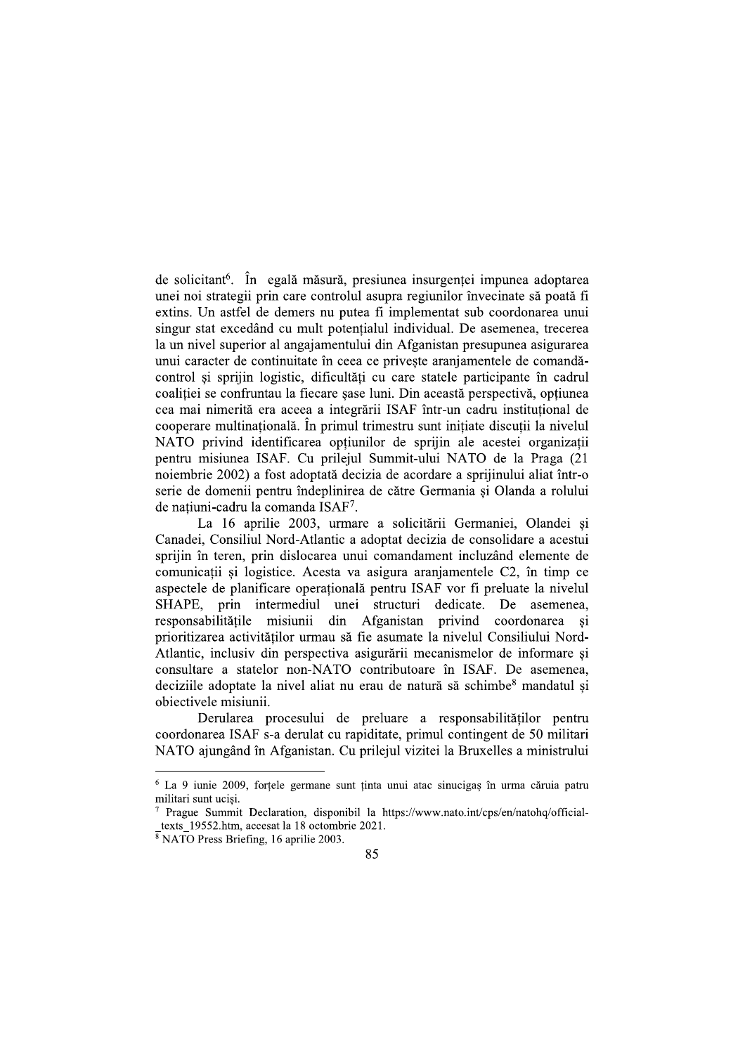de solicitant[6]. În egală măsură, presiunea insurgenței impunea adoptarea unei noi strategii prin care controlul asupra regiunilor învecinate să poată fi extins. Un astfel de demers nu putea fi implementat sub coordonarea unui singur stat excedând cu mult potențialul individual. De asemenea, trecerea la un nivel superior al angajamentului din Afganistan presupunea asigurarea unui caracter de continuitate în ceea ce privește aranjamentele de comandă-control și sprijin logistic, dificultăți cu care statele participante în cadrul coaliției se confruntau la fiecare șase luni. Din această perspectivă, opțiunea cea mai nimerită era aceea a integrării ISAF într-un cadru instituțional de cooperare multinațională. În primul trimestru sunt inițiate discuții la nivelul NATO privind identificarea opțiunilor de sprijin ale acestei organizații pentru misiunea ISAF. Cu prilejul Summit-ului NATO de la Praga (21 noiembrie 2002) a fost adoptată decizia de acordare a sprijinului aliat într-o serie de domenii pentru îndeplinirea de către Germania și Olanda a rolului de națiuni-cadru la comanda ISAF[7].

La 16 aprilie 2003, urmare a solicitării Germaniei, Olandei și Canadei, Consiliul Nord-Atlantic a adoptat decizia de consolidare a acestui sprijin în teren, prin dislocarea unui comandament incluzând elemente de comunicații și logistice. Acesta va asigura aranjamentele C2, în timp ce aspectele de planificare operațională pentru ISAF vor fi preluate la nivelul SHAPE, prin intermediul unei structuri dedicate. De asemenea, responsabilitățile misiunii din Afganistan privind coordonarea și prioritizarea activităților urmau să fie asumate la nivelul Consiliului Nord-Atlantic, inclusiv din perspectiva asigurării mecanismelor de informare și consultare a statelor non-NATO contributoare în ISAF. De asemenea, deciziile adoptate la nivel aliat nu erau de natură să schimbe[8] mandatul și obiectivele misiunii.

Derularea procesului de preluare a responsabilităților pentru coordonarea ISAF s-a derulat cu rapiditate, primul contingent de 50 militari NATO ajungând în Afganistan. Cu prilejul vizitei la Bruxelles a ministrului

---

[6] La 9 iunie 2009, forțele germane sunt ținta unui atac sinucigaș în urma căruia patru militari sunt uciși.

[7] Prague Summit Declaration, disponibil la https://www.nato.int/cps/en/natohq/official-_texts_19552.htm, accesat la 18 octombrie 2021.

[8] NATO Press Briefing, 16 aprilie 2003.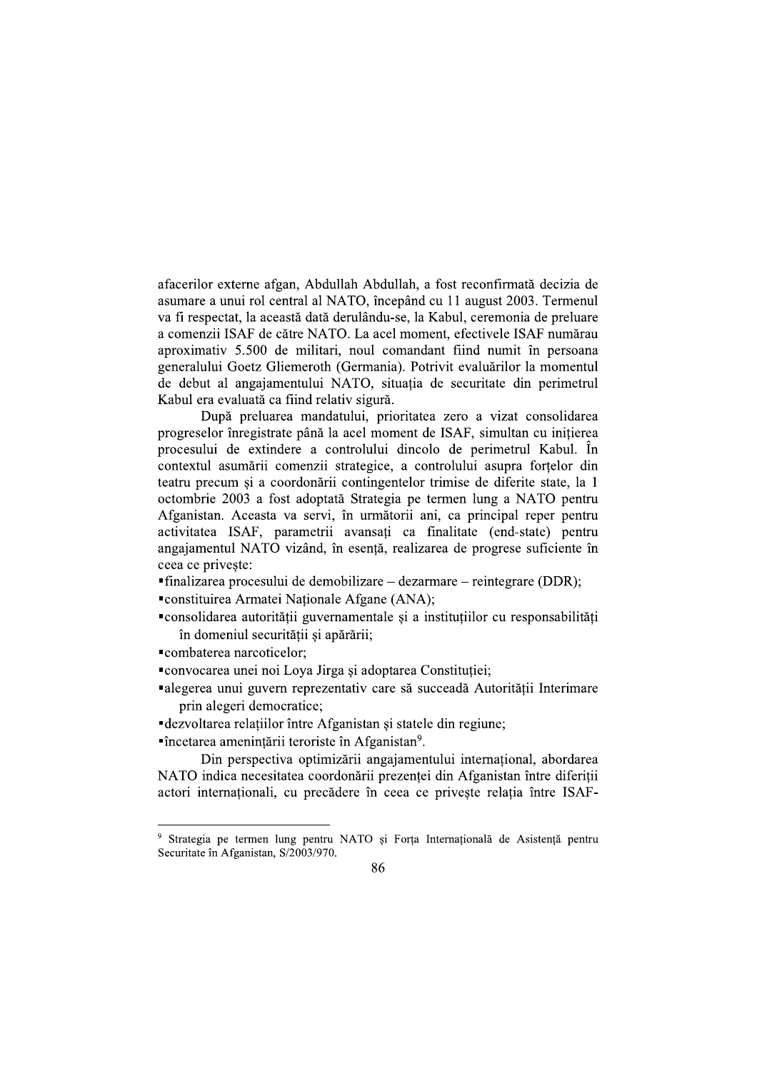afacerilor externe afgan, Abdullah Abdullah, a fost reconfirmată decizia de asumare a unui rol central al NATO, începând cu 11 august 2003. Termenul va fi respectat, la această dată derulându-se, la Kabul, ceremonia de preluare a comenzii ISAF de către NATO. La acel moment, efectivele ISAF numărau aproximativ 5.500 de militari, noul comandant fiind numit în persoana generalului Goetz Gliemeroth (Germania). Potrivit evaluărilor la momentul de debut al angajamentului NATO, situația de securitate din perimetrul Kabul era evaluată ca fiind relativ sigură.

După preluarea mandatului, prioritatea zero a vizat consolidarea progreselor înregistrate până la acel moment de ISAF, simultan cu inițierea procesului de extindere a controlului dincolo de perimetrul Kabul. În contextul asumării comenzii strategice, a controlului asupra forțelor din teatru precum și a coordonării contingentelor trimise de diferite state, la 1 octombrie 2003 a fost adoptată Strategia pe termen lung a NATO pentru Afganistan. Aceasta va servi, în următorii ani, ca principal reper pentru activitatea ISAF, parametrii avansați ca finalitate (end-state) pentru angajamentul NATO vizând, în esență, realizarea de progrese suficiente în ceea ce privește:

- finalizarea procesului de demobilizare – dezarmare – reintegrare (DDR);
- constituirea Armatei Naționale Afgane (ANA);
- consolidarea autorității guvernamentale și a instituțiilor cu responsabilități în domeniul securității și apărării;
- combaterea narcoticelor;
- convocarea unei noi Loya Jirga și adoptarea Constituției;
- alegerea unui guvern reprezentativ care să succeadă Autorității Interimare prin alegeri democratice;
- dezvoltarea relațiilor între Afganistan și statele din regiune;
- încetarea amenințării teroriste în Afganistan[9].

Din perspectiva optimizării angajamentului internațional, abordarea NATO indica necesitatea coordonării prezenței din Afganistan între diferiții actori internaționali, cu precădere în ceea ce privește relația între ISAF-

---

[9] Strategia pe termen lung pentru NATO și Forța Internațională de Asistență pentru Securitate în Afganistan, S/2003/970.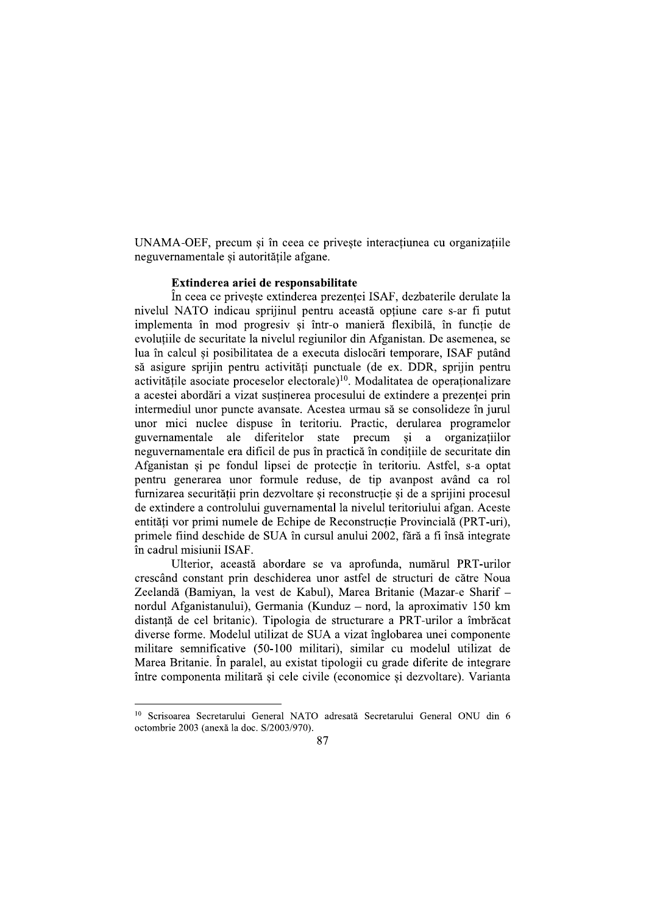UNAMA-OEF, precum și în ceea ce privește interacțiunea cu organizațiile neguvernamentale și autoritățile afgane.

**Extinderea ariei de responsabilitate**

În ceea ce privește extinderea prezenței ISAF, dezbaterile derulate la nivelul NATO indicau sprijinul pentru această opțiune care s-ar fi putut implementa în mod progresiv și într-o manieră flexibilă, în funcție de evoluțiile de securitate la nivelul regiunilor din Afganistan. De asemenea, se lua în calcul și posibilitatea de a executa dislocări temporare, ISAF putând să asigure sprijin pentru activități punctuale (de ex. DDR, sprijin pentru activitățile asociate proceselor electorale)[10]. Modalitatea de operaționalizare a acestei abordări a vizat susținerea procesului de extindere a prezenței prin intermediul unor puncte avansate. Acestea urmau să se consolideze în jurul unor mici nuclee dispuse în teritoriu. Practic, derularea programelor guvernamentale ale diferitelor state precum și a organizațiilor neguvernamentale era dificil de pus în practică în condițiile de securitate din Afganistan și pe fondul lipsei de protecție în teritoriu. Astfel, s-a optat pentru generarea unor formule reduse, de tip avanpost având ca rol furnizarea securității prin dezvoltare și reconstrucție și de a sprijini procesul de extindere a controlului guvernamental la nivelul teritoriului afgan. Aceste entități vor primi numele de Echipe de Reconstrucție Provincială (PRT-uri), primele fiind deschide de SUA în cursul anului 2002, fără a fi însă integrate în cadrul misiunii ISAF.

Ulterior, această abordare se va aprofunda, numărul PRT-urilor crescând constant prin deschiderea unor astfel de structuri de către Noua Zeelandă (Bamiyan, la vest de Kabul), Marea Britanie (Mazar-e Sharif – nordul Afganistanului), Germania (Kunduz – nord, la aproximativ 150 km distanță de cel britanic). Tipologia de structurare a PRT-urilor a îmbrăcat diverse forme. Modelul utilizat de SUA a vizat înglobarea unei componente militare semnificative (50-100 militari), similar cu modelul utilizat de Marea Britanie. În paralel, au existat tipologii cu grade diferite de integrare între componenta militară și cele civile (economice și dezvoltare). Varianta

---

[10] Scrisoarea Secretarului General NATO adresată Secretarului General ONU din 6 octombrie 2003 (anexă la doc. S/2003/970).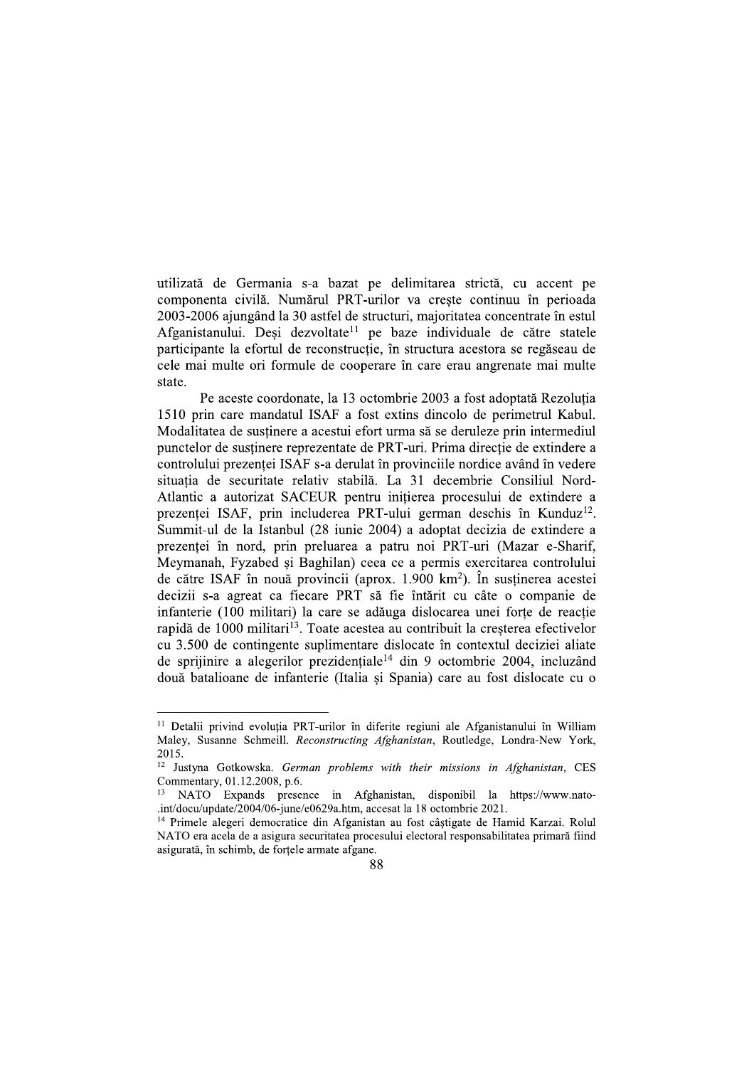utilizată de Germania s-a bazat pe delimitarea strictă, cu accent pe componenta civilă. Numărul PRT-urilor va crește continuu în perioada 2003-2006 ajungând la 30 astfel de structuri, majoritatea concentrate în estul Afganistanului. Deși dezvoltate[11] pe baze individuale de către statele participante la efortul de reconstrucție, în structura acestora se regăseau de cele mai multe ori formule de cooperare în care erau angrenate mai multe state.

Pe aceste coordonate, la 13 octombrie 2003 a fost adoptată Rezoluția 1510 prin care mandatul ISAF a fost extins dincolo de perimetrul Kabul. Modalitatea de susținere a acestui efort urma să se deruleze prin intermediul punctelor de susținere reprezentate de PRT-uri. Prima direcție de extindere a controlului prezenței ISAF s-a derulat în provinciile nordice având în vedere situația de securitate relativ stabilă. La 31 decembrie Consiliul Nord-Atlantic a autorizat SACEUR pentru inițierea procesului de extindere a prezenței ISAF, prin includerea PRT-ului german deschis în Kunduz[12]. Summit-ul de la Istanbul (28 iunie 2004) a adoptat decizia de extindere a prezenței în nord, prin preluarea a patru noi PRT-uri (Mazar e-Sharif, Meymanah, Fyzabed și Baghilan) ceea ce a permis exercitarea controlului de către ISAF în nouă provincii (aprox. 1.900 km$^2$). În susținerea acestei decizii s-a agreat ca fiecare PRT să fie întărit cu câte o companie de infanterie (100 militari) la care se adăuga dislocarea unei forțe de reacție rapidă de 1000 militari[13]. Toate acestea au contribuit la creșterea efectivelor cu 3.500 de contingente suplimentare dislocate în contextul deciziei aliate de sprijinire a alegerilor prezidențiale[14] din 9 octombrie 2004, incluzând două batalioane de infanterie (Italia și Spania) care au fost dislocate cu o

---

[11] Detalii privind evoluția PRT-urilor în diferite regiuni ale Afganistanului în William Maley, Susanne Schmeill. *Reconstructing Afghanistan*, Routledge, Londra-New York, 2015.

[12] Justyna Gotkowska. *German problems with their missions in Afghanistan*, CES Commentary, 01.12.2008, p.6.

[13] NATO Expands presence in Afghanistan, disponibil la https://www.nato-.int/docu/update/2004/06-june/e0629a.htm, accesat la 18 octombrie 2021.

[14] Primele alegeri democratice din Afganistan au fost câștigate de Hamid Karzai. Rolul NATO era acela de a asigura securitatea procesului electoral responsabilitatea primară fiind asigurată, în schimb, de forțele armate afgane.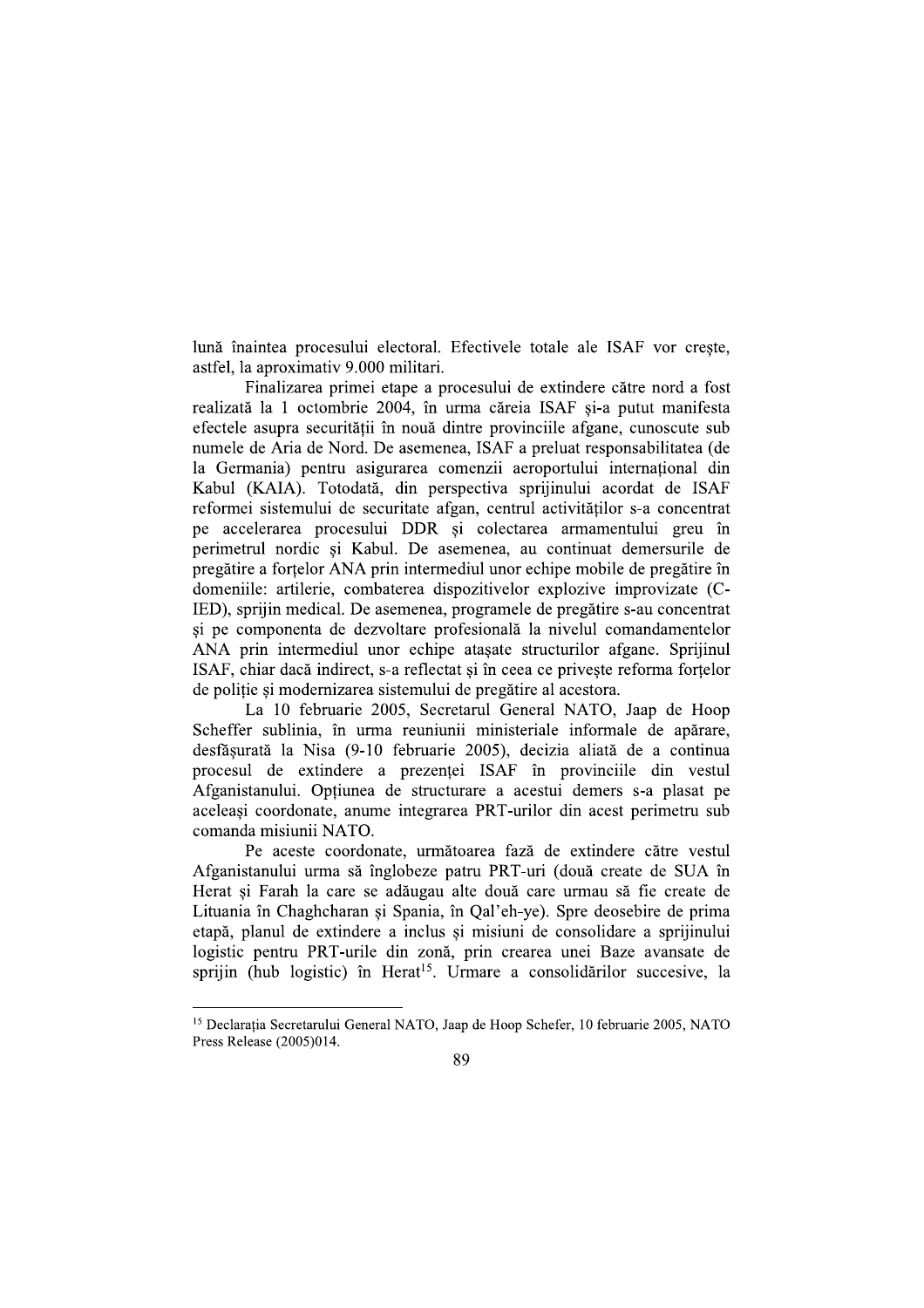lună înaintea procesului electoral. Efectivele totale ale ISAF vor crește, astfel, la aproximativ 9.000 militari.

Finalizarea primei etape a procesului de extindere către nord a fost realizată la 1 octombrie 2004, în urma căreia ISAF și-a putut manifesta efectele asupra securității în nouă dintre provinciile afgane, cunoscute sub numele de Aria de Nord. De asemenea, ISAF a preluat responsabilitatea (de la Germania) pentru asigurarea comenzii aeroportului internațional din Kabul (KAIA). Totodată, din perspectiva sprijinului acordat de ISAF reformei sistemului de securitate afgan, centrul activităților s-a concentrat pe accelerarea procesului DDR și colectarea armamentului greu în perimetrul nordic și Kabul. De asemenea, au continuat demersurile de pregătire a forțelor ANA prin intermediul unor echipe mobile de pregătire în domeniile: artilerie, combaterea dispozitivelor explozive improvizate (C-IED), sprijin medical. De asemenea, programele de pregătire s-au concentrat și pe componenta de dezvoltare profesională la nivelul comandamentelor ANA prin intermediul unor echipe atașate structurilor afgane. Sprijinul ISAF, chiar dacă indirect, s-a reflectat și în ceea ce privește reforma forțelor de poliție și modernizarea sistemului de pregătire al acestora.

La 10 februarie 2005, Secretarul General NATO, Jaap de Hoop Scheffer sublinia, în urma reuniunii ministeriale informale de apărare, desfășurată la Nisa (9-10 februarie 2005), decizia aliată de a continua procesul de extindere a prezenței ISAF în provinciile din vestul Afganistanului. Opțiunea de structurare a acestui demers s-a plasat pe aceleași coordonate, anume integrarea PRT-urilor din acest perimetru sub comanda misiunii NATO.

Pe aceste coordonate, următoarea fază de extindere către vestul Afganistanului urma să înglobeze patru PRT-uri (două create de SUA în Herat și Farah la care se adăugau alte două care urmau să fie create de Lituania în Chaghcharan și Spania, în Qal'eh-ye). Spre deosebire de prima etapă, planul de extindere a inclus și misiuni de consolidare a sprijinului logistic pentru PRT-urile din zonă, prin crearea unei Baze avansate de sprijin (hub logistic) în Herat[15]. Urmare a consolidărilor succesive, la

---

[15] Declarația Secretarului General NATO, Jaap de Hoop Schefer, 10 februarie 2005, NATO Press Release (2005)014.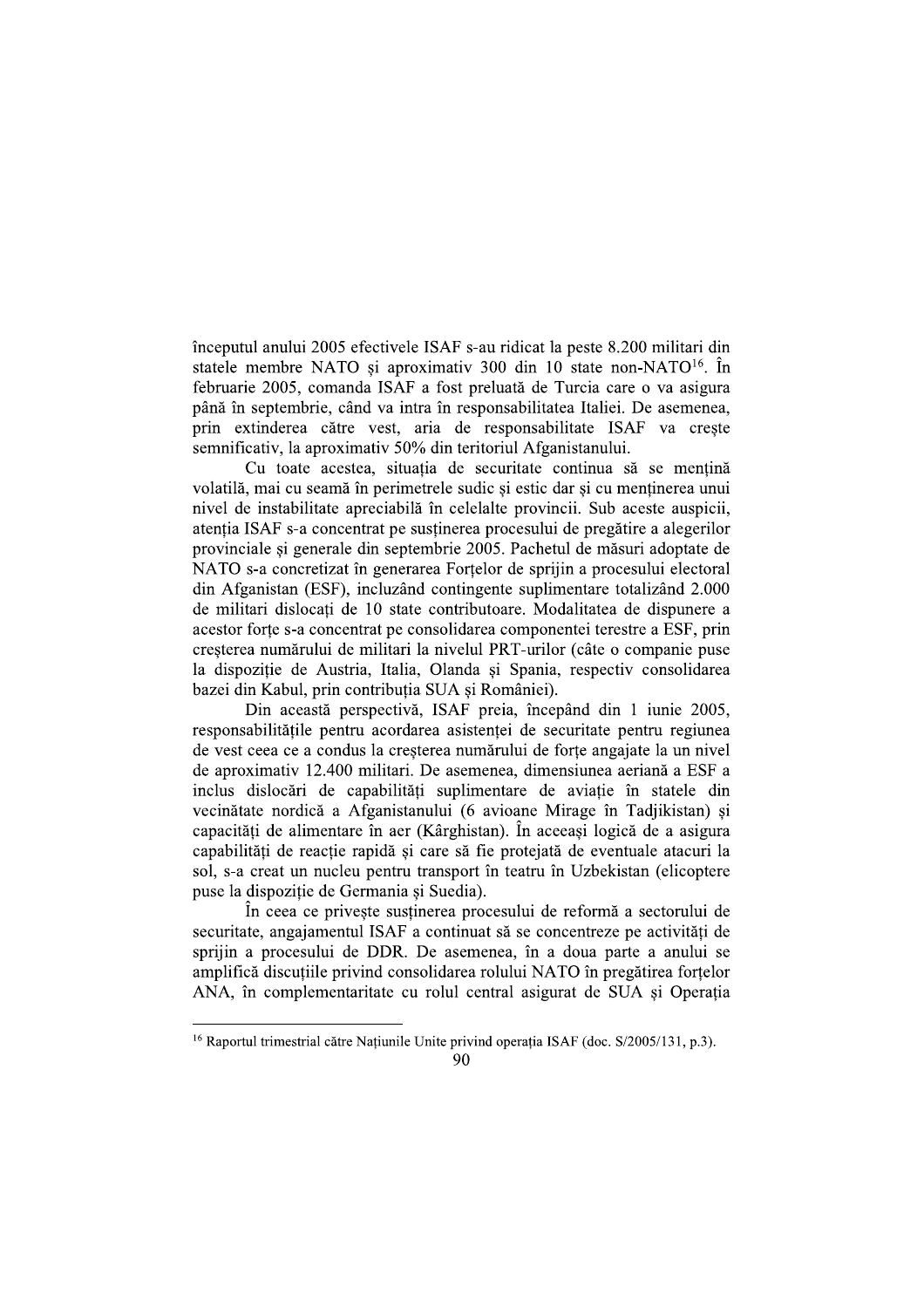începutul anului 2005 efectivele ISAF s-au ridicat la peste 8.200 militari din statele membre NATO și aproximativ 300 din 10 state non-NATO[16]. În februarie 2005, comanda ISAF a fost preluată de Turcia care o va asigura până în septembrie, când va intra în responsabilitatea Italiei. De asemenea, prin extinderea către vest, aria de responsabilitate ISAF va crește semnificativ, la aproximativ 50% din teritoriul Afganistanului.

Cu toate acestea, situația de securitate continua să se mențină volatilă, mai cu seamă în perimetrele sudic și estic dar și cu menținerea unui nivel de instabilitate apreciabilă în celelalte provincii. Sub aceste auspicii, atenția ISAF s-a concentrat pe susținerea procesului de pregătire a alegerilor provinciale și generale din septembrie 2005. Pachetul de măsuri adoptate de NATO s-a concretizat în generarea Forțelor de sprijin a procesului electoral din Afganistan (ESF), incluzând contingente suplimentare totalizând 2.000 de militari dislocați de 10 state contributoare. Modalitatea de dispunere a acestor forțe s-a concentrat pe consolidarea componentei terestre a ESF, prin creșterea numărului de militari la nivelul PRT-urilor (câte o companie puse la dispoziție de Austria, Italia, Olanda și Spania, respectiv consolidarea bazei din Kabul, prin contribuția SUA și României).

Din această perspectivă, ISAF preia, începând din 1 iunie 2005, responsabilitățile pentru acordarea asistenței de securitate pentru regiunea de vest ceea ce a condus la creșterea numărului de forțe angajate la un nivel de aproximativ 12.400 militari. De asemenea, dimensiunea aeriană a ESF a inclus dislocări de capabilități suplimentare de aviație în statele din vecinătate nordică a Afganistanului (6 avioane Mirage în Tadjikistan) și capacități de alimentare în aer (Kârghistan). În aceeași logică de a asigura capabilități de reacție rapidă și care să fie protejată de eventuale atacuri la sol, s-a creat un nucleu pentru transport în teatru în Uzbekistan (elicoptere puse la dispoziție de Germania și Suedia).

În ceea ce privește susținerea procesului de reformă a sectorului de securitate, angajamentul ISAF a continuat să se concentreze pe activități de sprijin a procesului de DDR. De asemenea, în a doua parte a anului se amplifică discuțiile privind consolidarea rolului NATO în pregătirea forțelor ANA, în complementaritate cu rolul central asigurat de SUA și Operația

[16] Raportul trimestrial către Națiunile Unite privind operația ISAF (doc. S/2005/131, p.3).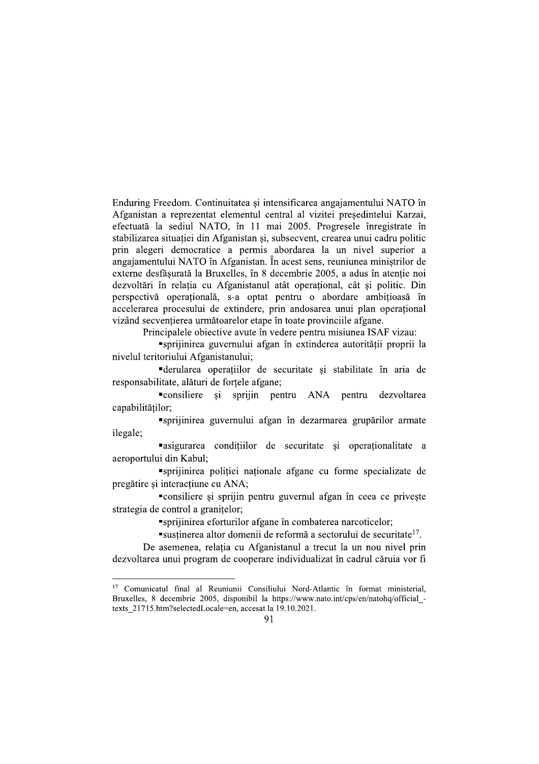Enduring Freedom. Continuitatea și intensificarea angajamentului NATO în Afganistan a reprezentat elementul central al vizitei președintelui Karzai, efectuată la sediul NATO, în 11 mai 2005. Progresele înregistrate în stabilizarea situației din Afganistan și, subsecvent, crearea unui cadru politic prin alegeri democratice a permis abordarea la un nivel superior a angajamentului NATO în Afganistan. În acest sens, reuniunea miniștrilor de externe desfășurată la Bruxelles, în 8 decembrie 2005, a adus în atenție noi dezvoltări în relația cu Afganistanul atât operațional, cât și politic. Din perspectivă operațională, s-a optat pentru o abordare ambițioasă în accelerarea procesului de extindere, prin andosarea unui plan operațional vizând secvențierea următoarelor etape în toate provinciile afgane.

Principalele obiective avute în vedere pentru misiunea ISAF vizau:

- sprijinirea guvernului afgan în extinderea autorității proprii la nivelul teritoriului Afganistanului;
- derularea operațiilor de securitate și stabilitate în aria de responsabilitate, alături de forțele afgane;
- consiliere și sprijin pentru ANA pentru dezvoltarea capabilităților;
- sprijinirea guvernului afgan în dezarmarea grupărilor armate ilegale;
- asigurarea condițiilor de securitate și operaționalitate a aeroportului din Kabul;
- sprijinirea poliției naționale afgane cu forme specializate de pregătire și interacțiune cu ANA;
- consiliere și sprijin pentru guvernul afgan în ceea ce privește strategia de control a granițelor;
- sprijinirea eforturilor afgane în combaterea narcoticelor;
- susținerea altor domenii de reformă a sectorului de securitate[17].

De asemenea, relația cu Afganistanul a trecut la un nou nivel prin dezvoltarea unui program de cooperare individualizat în cadrul căruia vor fi

---

[17] Comunicatul final al Reuniunii Consiliului Nord-Atlantic în format ministerial, Bruxelles, 8 decembrie 2005, disponibil la https://www.nato.int/cps/en/natohq/official_-texts_21715.htm?selectedLocale=en, accesat la 19.10.2021.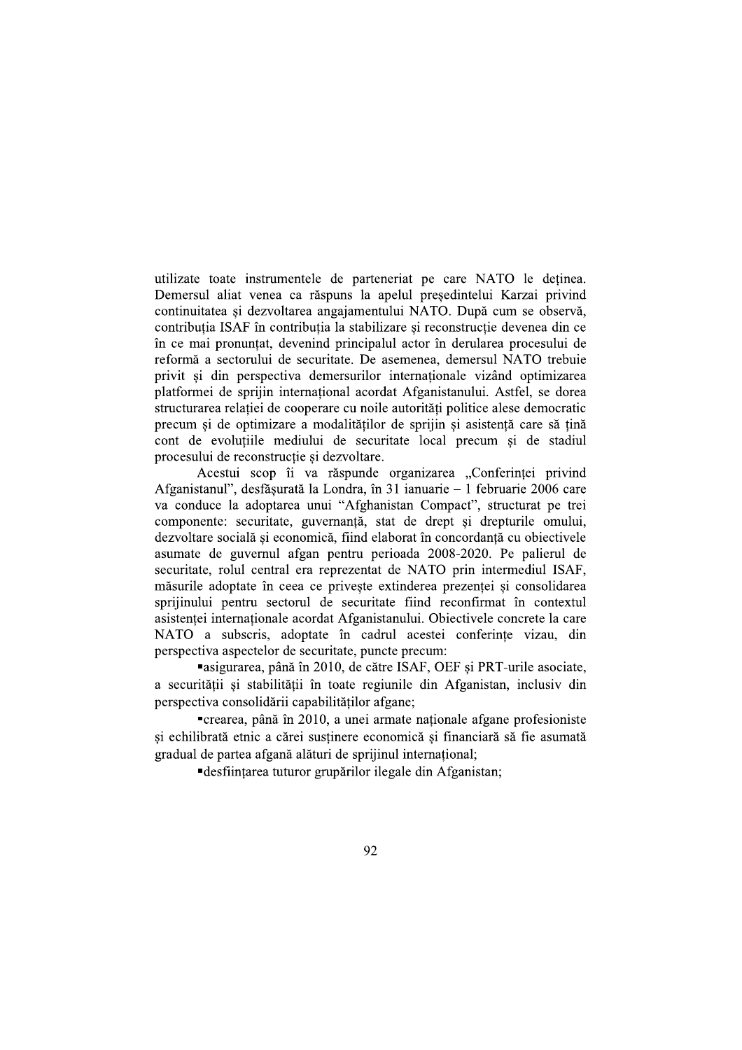utilizate toate instrumentele de parteneriat pe care NATO le deținea. Demersul aliat venea ca răspuns la apelul președintelui Karzai privind continuitatea și dezvoltarea angajamentului NATO. După cum se observă, contribuția ISAF în contribuția la stabilizare și reconstrucție devenea din ce în ce mai pronunțat, devenind principalul actor în derularea procesului de reformă a sectorului de securitate. De asemenea, demersul NATO trebuie privit și din perspectiva demersurilor internaționale vizând optimizarea platformei de sprijin internațional acordat Afganistanului. Astfel, se dorea structurarea relației de cooperare cu noile autorități politice alese democratic precum și de optimizare a modalităților de sprijin și asistență care să țină cont de evoluțiile mediului de securitate local precum și de stadiul procesului de reconstrucție și dezvoltare.

Acestui scop îi va răspunde organizarea „Conferinței privind Afganistanul", desfășurată la Londra, în 31 ianuarie – 1 februarie 2006 care va conduce la adoptarea unui "Afghanistan Compact", structurat pe trei componente: securitate, guvernanță, stat de drept și drepturile omului, dezvoltare socială și economică, fiind elaborat în concordanță cu obiectivele asumate de guvernul afgan pentru perioada 2008-2020. Pe palierul de securitate, rolul central era reprezentat de NATO prin intermediul ISAF, măsurile adoptate în ceea ce privește extinderea prezenței și consolidarea sprijinului pentru sectorul de securitate fiind reconfirmat în contextul asistenței internaționale acordat Afganistanului. Obiectivele concrete la care NATO a subscris, adoptate în cadrul acestei conferințe vizau, din perspectiva aspectelor de securitate, puncte precum:

- asigurarea, până în 2010, de către ISAF, OEF și PRT-urile asociate, a securității și stabilității în toate regiunile din Afganistan, inclusiv din perspectiva consolidării capabilităților afgane;
- crearea, până în 2010, a unei armate naționale afgane profesioniste și echilibrată etnic a cărei susținere economică și financiară să fie asumată gradual de partea afgană alături de sprijinul internațional;
- desființarea tuturor grupărilor ilegale din Afganistan;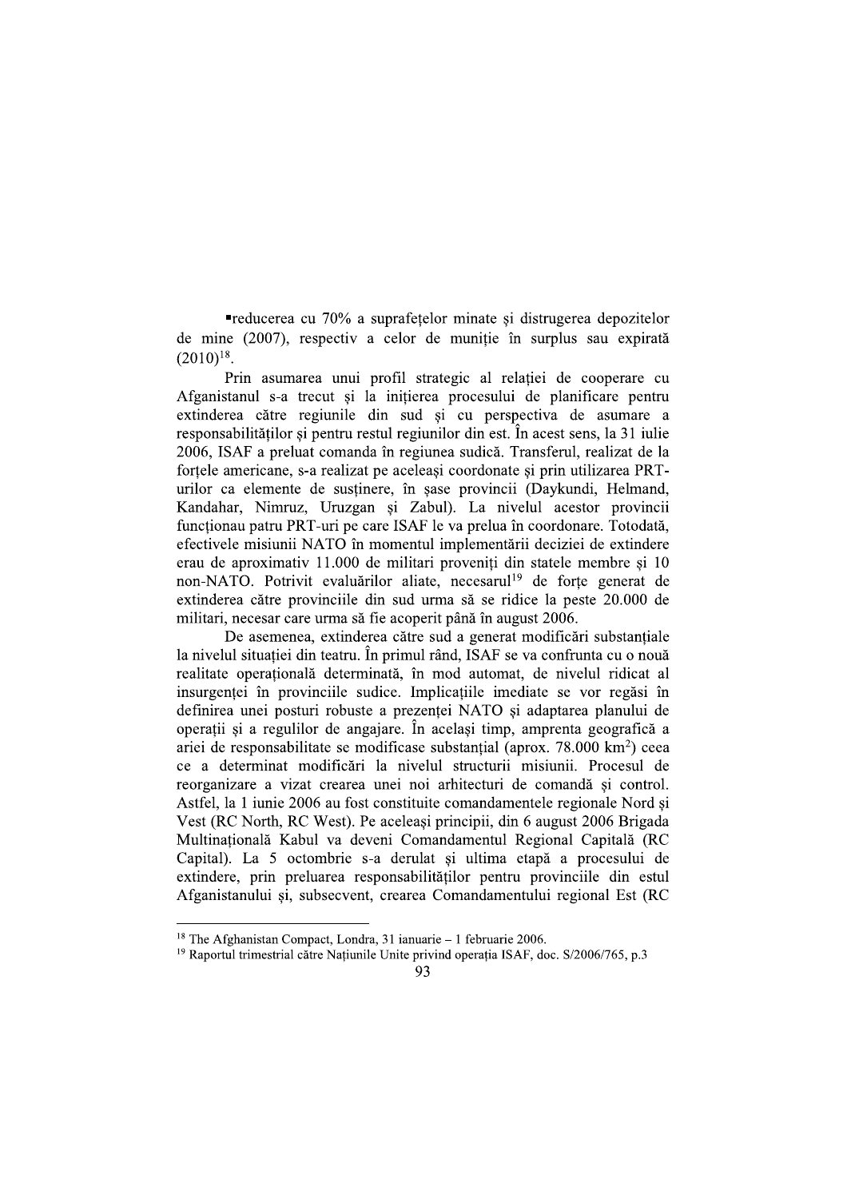▪reducerea cu 70% a suprafețelor minate și distrugerea depozitelor de mine (2007), respectiv a celor de muniție în surplus sau expirată (2010)[18].

Prin asumarea unui profil strategic al relației de cooperare cu Afganistanul s-a trecut și la inițierea procesului de planificare pentru extinderea către regiunile din sud și cu perspectiva de asumare a responsabilităților și pentru restul regiunilor din est. În acest sens, la 31 iulie 2006, ISAF a preluat comanda în regiunea sudică. Transferul, realizat de la forțele americane, s-a realizat pe aceleași coordonate și prin utilizarea PRT-urilor ca elemente de susținere, în șase provincii (Daykundi, Helmand, Kandahar, Nimruz, Uruzgan și Zabul). La nivelul acestor provincii funcționau patru PRT-uri pe care ISAF le va prelua în coordonare. Totodată, efectivele misiunii NATO în momentul implementării deciziei de extindere erau de aproximativ 11.000 de militari proveniți din statele membre și 10 non-NATO. Potrivit evaluărilor aliate, necesarul[19] de forțe generat de extinderea către provinciile din sud urma să se ridice la peste 20.000 de militari, necesar care urma să fie acoperit până în august 2006.

De asemenea, extinderea către sud a generat modificări substanțiale la nivelul situației din teatru. În primul rând, ISAF se va confrunta cu o nouă realitate operațională determinată, în mod automat, de nivelul ridicat al insurgenței în provinciile sudice. Implicațiile imediate se vor regăsi în definirea unei posturi robuste a prezenței NATO și adaptarea planului de operații și a regulilor de angajare. În același timp, amprenta geografică a ariei de responsabilitate se modificase substanțial (aprox. 78.000 km$^2$) ceea ce a determinat modificări la nivelul structurii misiunii. Procesul de reorganizare a vizat crearea unei noi arhitecturi de comandă și control. Astfel, la 1 iunie 2006 au fost constituite comandamentele regionale Nord și Vest (RC North, RC West). Pe aceleași principii, din 6 august 2006 Brigada Multinațională Kabul va deveni Comandamentul Regional Capitală (RC Capital). La 5 octombrie s-a derulat și ultima etapă a procesului de extindere, prin preluarea responsabilităților pentru provinciile din estul Afganistanului și, subsecvent, crearea Comandamentului regional Est (RC

---

[18] The Afghanistan Compact, Londra, 31 ianuarie – 1 februarie 2006.

[19] Raportul trimestrial către Națiunile Unite privind operația ISAF, doc. S/2006/765, p.3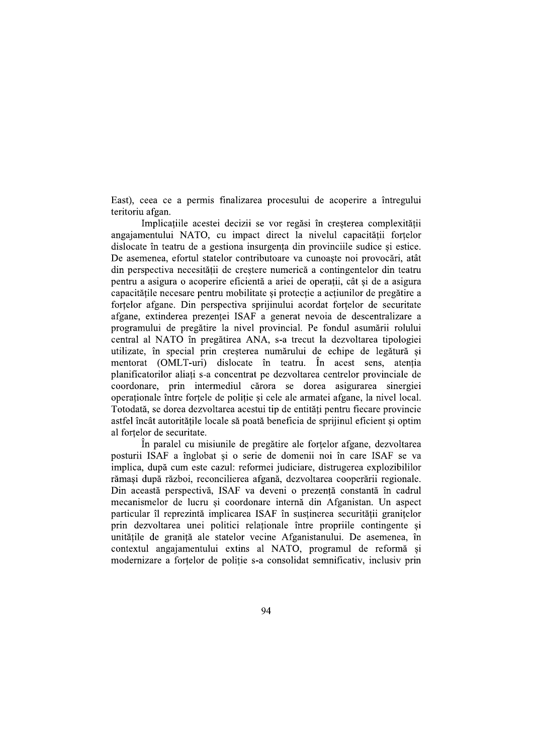East), ceea ce a permis finalizarea procesului de acoperire a întregului teritoriu afgan.

Implicațiile acestei decizii se vor regăsi în creșterea complexității angajamentului NATO, cu impact direct la nivelul capacității forțelor dislocate în teatru de a gestiona insurgența din provinciile sudice și estice. De asemenea, efortul statelor contributoare va cunoaște noi provocări, atât din perspectiva necesității de creștere numerică a contingentelor din teatru pentru a asigura o acoperire eficientă a ariei de operații, cât și de a asigura capacitățile necesare pentru mobilitate și protecție a acțiunilor de pregătire a forțelor afgane. Din perspectiva sprijinului acordat forțelor de securitate afgane, extinderea prezenței ISAF a generat nevoia de descentralizare a programului de pregătire la nivel provincial. Pe fondul asumării rolului central al NATO în pregătirea ANA, s-a trecut la dezvoltarea tipologiei utilizate, în special prin creșterea numărului de echipe de legătură și mentorat (OMLT-uri) dislocate în teatru. În acest sens, atenția planificatorilor aliați s-a concentrat pe dezvoltarea centrelor provinciale de coordonare, prin intermediul cărora se dorea asigurarea sinergiei operaționale între forțele de poliție și cele ale armatei afgane, la nivel local. Totodată, se dorea dezvoltarea acestui tip de entități pentru fiecare provincie astfel încât autoritățile locale să poată beneficia de sprijinul eficient și optim al forțelor de securitate.

În paralel cu misiunile de pregătire ale forțelor afgane, dezvoltarea posturii ISAF a înglobat și o serie de domenii noi în care ISAF se va implica, după cum este cazul: reformei judiciare, distrugerea explozibililor rămași după război, reconcilierea afgană, dezvoltarea cooperării regionale. Din această perspectivă, ISAF va deveni o prezență constantă în cadrul mecanismelor de lucru și coordonare internă din Afganistan. Un aspect particular îl reprezintă implicarea ISAF în susținerea securității granițelor prin dezvoltarea unei politici relaționale între propriile contingente și unitățile de graniță ale statelor vecine Afganistanului. De asemenea, în contextul angajamentului extins al NATO, programul de reformă și modernizare a forțelor de poliție s-a consolidat semnificativ, inclusiv prin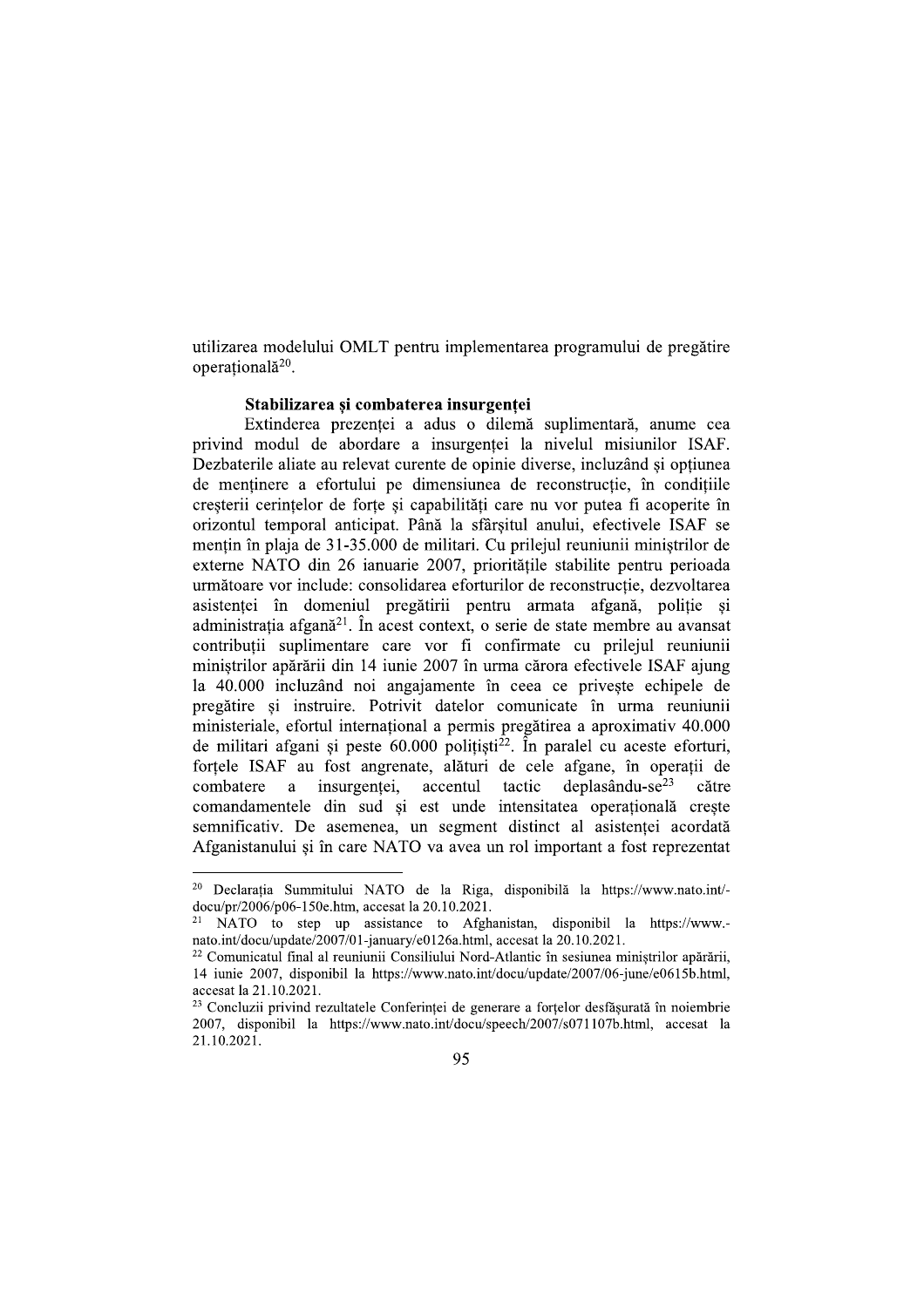utilizarea modelului OMLT pentru implementarea programului de pregătire operațională[20].

**Stabilizarea și combaterea insurgenței**

Extinderea prezenței a adus o dilemă suplimentară, anume cea privind modul de abordare a insurgenței la nivelul misiunilor ISAF. Dezbaterile aliate au relevat curente de opinie diverse, incluzând și opțiunea de menținere a efortului pe dimensiunea de reconstrucție, în condițiile creșterii cerințelor de forțe și capabilități care nu vor putea fi acoperite în orizontul temporal anticipat. Până la sfârșitul anului, efectivele ISAF se mențin în plaja de 31-35.000 de militari. Cu prilejul reuniunii miniștrilor de externe NATO din 26 ianuarie 2007, prioritățile stabilite pentru perioada următoare vor include: consolidarea eforturilor de reconstrucție, dezvoltarea asistenței în domeniul pregătirii pentru armata afgană, poliție și administrația afgană[21]. În acest context, o serie de state membre au avansat contribuții suplimentare care vor fi confirmate cu prilejul reuniunii miniștrilor apărării din 14 iunie 2007 în urma cărora efectivele ISAF ajung la 40.000 incluzând noi angajamente în ceea ce privește echipele de pregătire și instruire. Potrivit datelor comunicate în urma reuniunii ministeriale, efortul internațional a permis pregătirea a aproximativ 40.000 de militari afgani și peste 60.000 polițiști[22]. În paralel cu aceste eforturi, forțele ISAF au fost angrenate, alături de cele afgane, în operații de combatere a insurgenței, accentul tactic deplasându-se[23] către comandamentele din sud și est unde intensitatea operațională crește semnificativ. De asemenea, un segment distinct al asistenței acordată Afganistanului și în care NATO va avea un rol important a fost reprezentat

---

[20] Declarația Summitului NATO de la Riga, disponibilă la https://www.nato.int/-docu/pr/2006/p06-150e.htm, accesat la 20.10.2021.

[21] NATO to step up assistance to Afghanistan, disponibil la https://www.-nato.int/docu/update/2007/01-january/e0126a.html, accesat la 20.10.2021.

[22] Comunicatul final al reuniunii Consiliului Nord-Atlantic în sesiunea miniștrilor apărării, 14 iunie 2007, disponibil la https://www.nato.int/docu/update/2007/06-june/e0615b.html, accesat la 21.10.2021.

[23] Concluzii privind rezultatele Conferinței de generare a forțelor desfășurată în noiembrie 2007, disponibil la https://www.nato.int/docu/speech/2007/s071107b.html, accesat la 21.10.2021.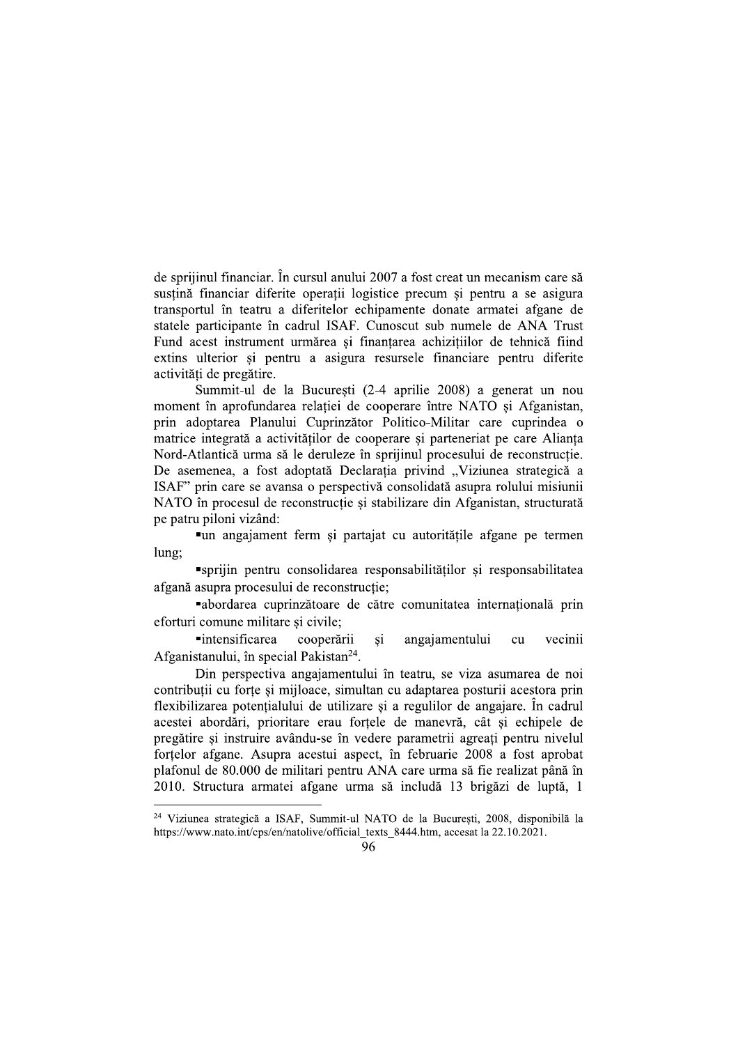de sprijinul financiar. În cursul anului 2007 a fost creat un mecanism care să susțină financiar diferite operații logistice precum și pentru a se asigura transportul în teatru a diferitelor echipamente donate armatei afgane de statele participante în cadrul ISAF. Cunoscut sub numele de ANA Trust Fund acest instrument urmărea și finanțarea achizițiilor de tehnică fiind extins ulterior și pentru a asigura resursele financiare pentru diferite activități de pregătire.

Summit-ul de la București (2-4 aprilie 2008) a generat un nou moment în aprofundarea relației de cooperare între NATO și Afganistan, prin adoptarea Planului Cuprinzător Politico-Militar care cuprindea o matrice integrată a activităților de cooperare și parteneriat pe care Alianța Nord-Atlantică urma să le deruleze în sprijinul procesului de reconstrucție. De asemenea, a fost adoptată Declarația privind „Viziunea strategică a ISAF" prin care se avansa o perspectivă consolidată asupra rolului misiunii NATO în procesul de reconstrucție și stabilizare din Afganistan, structurată pe patru piloni vizând:

- un angajament ferm și partajat cu autoritățile afgane pe termen lung;
- sprijin pentru consolidarea responsabilităților și responsabilitatea afgană asupra procesului de reconstrucție;
- abordarea cuprinzătoare de către comunitatea internațională prin eforturi comune militare și civile;
- intensificarea cooperării și angajamentului cu vecinii Afganistanului, în special Pakistan[24].

Din perspectiva angajamentului în teatru, se viza asumarea de noi contribuții cu forțe și mijloace, simultan cu adaptarea posturii acestora prin flexibilizarea potențialului de utilizare și a regulilor de angajare. În cadrul acestei abordări, prioritare erau forțele de manevră, cât și echipele de pregătire și instruire avându-se în vedere parametrii agreați pentru nivelul forțelor afgane. Asupra acestui aspect, în februarie 2008 a fost aprobat plafonul de 80.000 de militari pentru ANA care urma să fie realizat până în 2010. Structura armatei afgane urma să includă 13 brigăzi de luptă, 1

---

[24] Viziunea strategică a ISAF, Summit-ul NATO de la București, 2008, disponibilă la https://www.nato.int/cps/en/natolive/official_texts_8444.htm, accesat la 22.10.2021.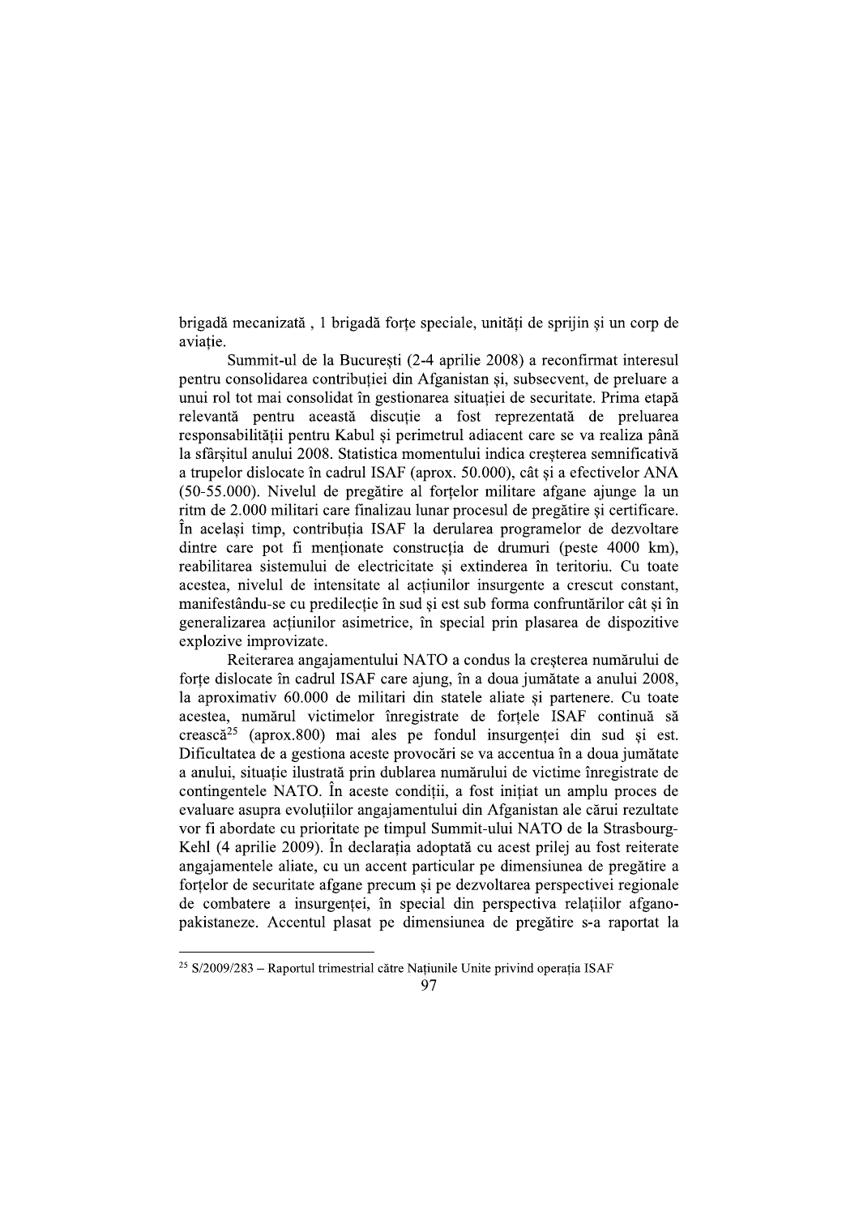brigadă mecanizată , 1 brigadă forțe speciale, unități de sprijin și un corp de aviație.

Summit-ul de la București (2-4 aprilie 2008) a reconfirmat interesul pentru consolidarea contribuției din Afganistan și, subsecvent, de preluare a unui rol tot mai consolidat în gestionarea situației de securitate. Prima etapă relevantă pentru această discuție a fost reprezentată de preluarea responsabilității pentru Kabul și perimetrul adiacent care se va realiza până la sfârșitul anului 2008. Statistica momentului indica creșterea semnificativă a trupelor dislocate în cadrul ISAF (aprox. 50.000), cât și a efectivelor ANA (50-55.000). Nivelul de pregătire al forțelor militare afgane ajunge la un ritm de 2.000 militari care finalizau lunar procesul de pregătire și certificare. În același timp, contribuția ISAF la derularea programelor de dezvoltare dintre care pot fi menționate construcția de drumuri (peste 4000 km), reabilitarea sistemului de electricitate și extinderea în teritoriu. Cu toate acestea, nivelul de intensitate al acțiunilor insurgente a crescut constant, manifestându-se cu predilecție în sud și est sub forma confruntărilor cât și în generalizarea acțiunilor asimetrice, în special prin plasarea de dispozitive explozive improvizate.

Reiterarea angajamentului NATO a condus la creșterea numărului de forțe dislocate în cadrul ISAF care ajung, în a doua jumătate a anului 2008, la aproximativ 60.000 de militari din statele aliate și partenere. Cu toate acestea, numărul victimelor înregistrate de forțele ISAF continuă să crească[25] (aprox.800) mai ales pe fondul insurgenței din sud și est. Dificultatea de a gestiona aceste provocări se va accentua în a doua jumătate a anului, situație ilustrată prin dublarea numărului de victime înregistrate de contingentele NATO. În aceste condiții, a fost inițiat un amplu proces de evaluare asupra evoluțiilor angajamentului din Afganistan ale cărui rezultate vor fi abordate cu prioritate pe timpul Summit-ului NATO de la Strasbourg-Kehl (4 aprilie 2009). În declarația adoptată cu acest prilej au fost reiterate angajamentele aliate, cu un accent particular pe dimensiunea de pregătire a forțelor de securitate afgane precum și pe dezvoltarea perspectivei regionale de combatere a insurgenței, în special din perspectiva relațiilor afgano-pakistaneze. Accentul plasat pe dimensiunea de pregătire s-a raportat la

---

[25] S/2009/283 – Raportul trimestrial către Națiunile Unite privind operația ISAF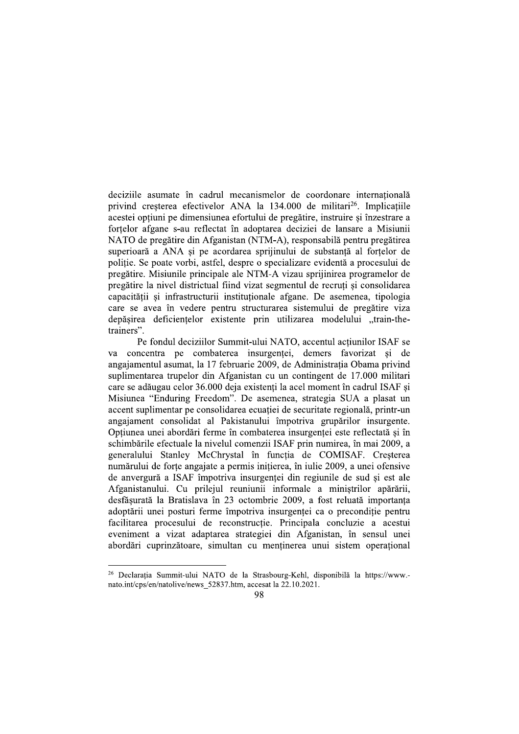deciziile asumate în cadrul mecanismelor de coordonare internațională privind creșterea efectivelor ANA la 134.000 de militari[26]. Implicațiile acestei opțiuni pe dimensiunea efortului de pregătire, instruire și înzestrare a forțelor afgane s-au reflectat în adoptarea deciziei de lansare a Misiunii NATO de pregătire din Afganistan (NTM-A), responsabilă pentru pregătirea superioară a ANA și pe acordarea sprijinului de substanță al forțelor de poliție. Se poate vorbi, astfel, despre o specializare evidentă a procesului de pregătire. Misiunile principale ale NTM-A vizau sprijinirea programelor de pregătire la nivel districtual fiind vizat segmentul de recruți și consolidarea capacității și infrastructurii instituționale afgane. De asemenea, tipologia care se avea în vedere pentru structurarea sistemului de pregătire viza depășirea deficiențelor existente prin utilizarea modelului „train-the-trainers".

Pe fondul deciziilor Summit-ului NATO, accentul acțiunilor ISAF se va concentra pe combaterea insurgenței, demers favorizat și de angajamentul asumat, la 17 februarie 2009, de Administrația Obama privind suplimentarea trupelor din Afganistan cu un contingent de 17.000 militari care se adăugau celor 36.000 deja existenți la acel moment în cadrul ISAF și Misiunea "Enduring Freedom". De asemenea, strategia SUA a plasat un accent suplimentar pe consolidarea ecuației de securitate regională, printr-un angajament consolidat al Pakistanului împotriva grupărilor insurgente. Opțiunea unei abordări ferme în combaterea insurgenței este reflectată și în schimbările efectuale la nivelul comenzii ISAF prin numirea, în mai 2009, a generalului Stanley McChrystal în funcția de COMISAF. Creșterea numărului de forțe angajate a permis inițierea, în iulie 2009, a unei ofensive de anvergură a ISAF împotriva insurgenței din regiunile de sud și est ale Afganistanului. Cu prilejul reuniunii informale a miniștrilor apărării, desfășurată la Bratislava în 23 octombrie 2009, a fost reluată importanța adoptării unei posturi ferme împotriva insurgenței ca o precondiție pentru facilitarea procesului de reconstrucție. Principala concluzie a acestui eveniment a vizat adaptarea strategiei din Afganistan, în sensul unei abordări cuprinzătoare, simultan cu menținerea unui sistem operațional

---

[26] Declarația Summit-ului NATO de la Strasbourg-Kehl, disponibilă la https://www.-nato.int/cps/en/natolive/news_52837.htm, accesat la 22.10.2021.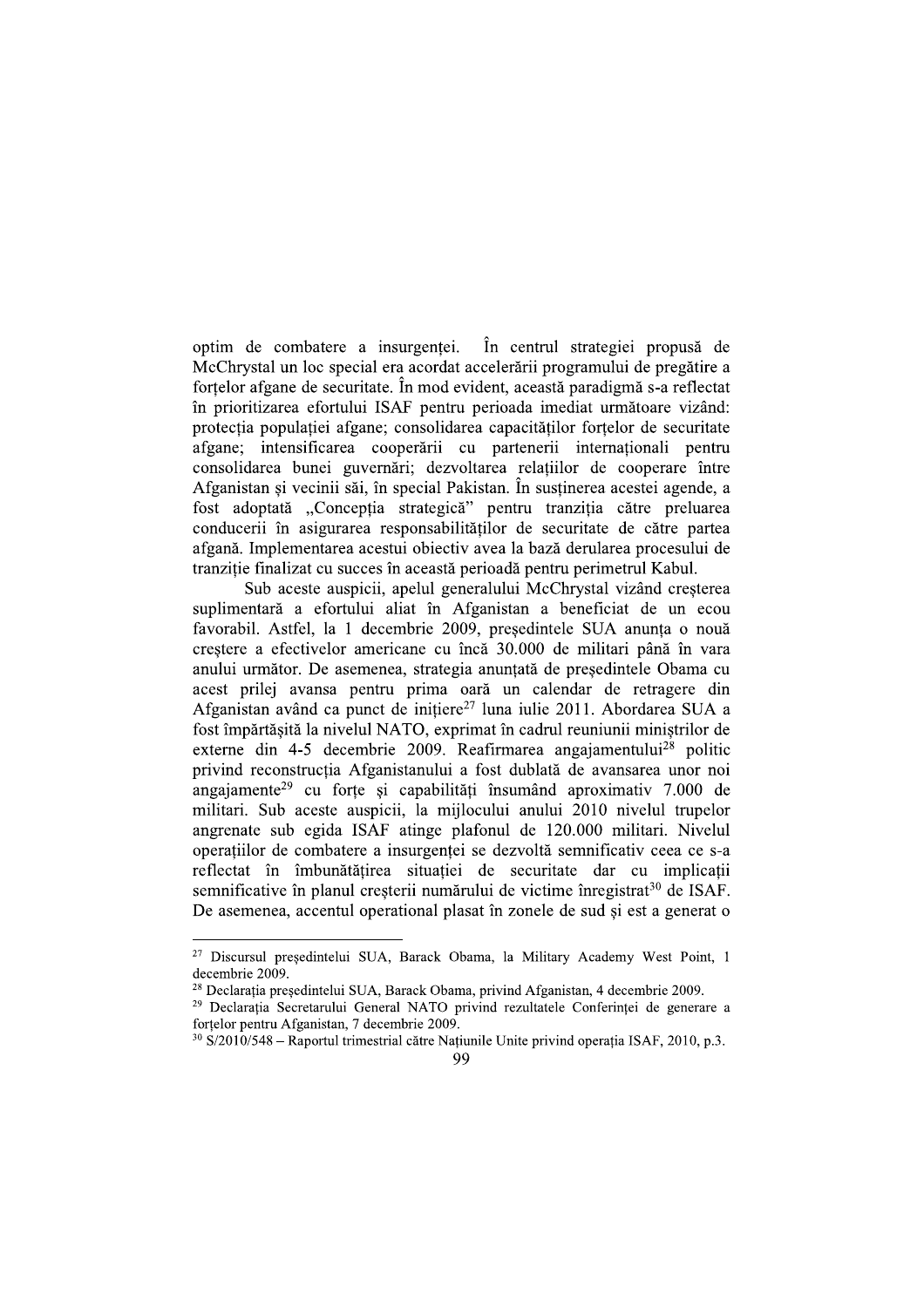optim de combatere a insurgenței. În centrul strategiei propusă de McChrystal un loc special era acordat accelerării programului de pregătire a forțelor afgane de securitate. În mod evident, această paradigmă s-a reflectat în prioritizarea efortului ISAF pentru perioada imediat următoare vizând: protecția populației afgane; consolidarea capacităților forțelor de securitate afgane; intensificarea cooperării cu partenerii internaționali pentru consolidarea bunei guvernări; dezvoltarea relațiilor de cooperare între Afganistan și vecinii săi, în special Pakistan. În susținerea acestei agende, a fost adoptată „Concepția strategică" pentru tranziția către preluarea conducerii în asigurarea responsabilităților de securitate de către partea afgană. Implementarea acestui obiectiv avea la bază derularea procesului de tranziție finalizat cu succes în această perioadă pentru perimetrul Kabul.

Sub aceste auspicii, apelul generalului McChrystal vizând creșterea suplimentară a efortului aliat în Afganistan a beneficiat de un ecou favorabil. Astfel, la 1 decembrie 2009, președintele SUA anunța o nouă creștere a efectivelor americane cu încă 30.000 de militari până în vara anului următor. De asemenea, strategia anunțată de președintele Obama cu acest prilej avansa pentru prima oară un calendar de retragere din Afganistan având ca punct de inițiere[27] luna iulie 2011. Abordarea SUA a fost împărtășită la nivelul NATO, exprimat în cadrul reuniunii miniștrilor de externe din 4-5 decembrie 2009. Reafirmarea angajamentului[28] politic privind reconstrucția Afganistanului a fost dublată de avansarea unor noi angajamente[29] cu forțe și capabilități însumând aproximativ 7.000 de militari. Sub aceste auspicii, la mijlocului anului 2010 nivelul trupelor angrenate sub egida ISAF atinge plafonul de 120.000 militari. Nivelul operațiilor de combatere a insurgenței se dezvoltă semnificativ ceea ce s-a reflectat în îmbunătățirea situației de securitate dar cu implicații semnificative în planul creșterii numărului de victime înregistrat[30] de ISAF. De asemenea, accentul operational plasat în zonele de sud și est a generat o

---

[27] Discursul președintelui SUA, Barack Obama, la Military Academy West Point, 1 decembrie 2009.

[28] Declarația președintelui SUA, Barack Obama, privind Afganistan, 4 decembrie 2009.

[29] Declarația Secretarului General NATO privind rezultatele Conferinței de generare a forțelor pentru Afganistan, 7 decembrie 2009.

[30] S/2010/548 – Raportul trimestrial către Națiunile Unite privind operația ISAF, 2010, p.3.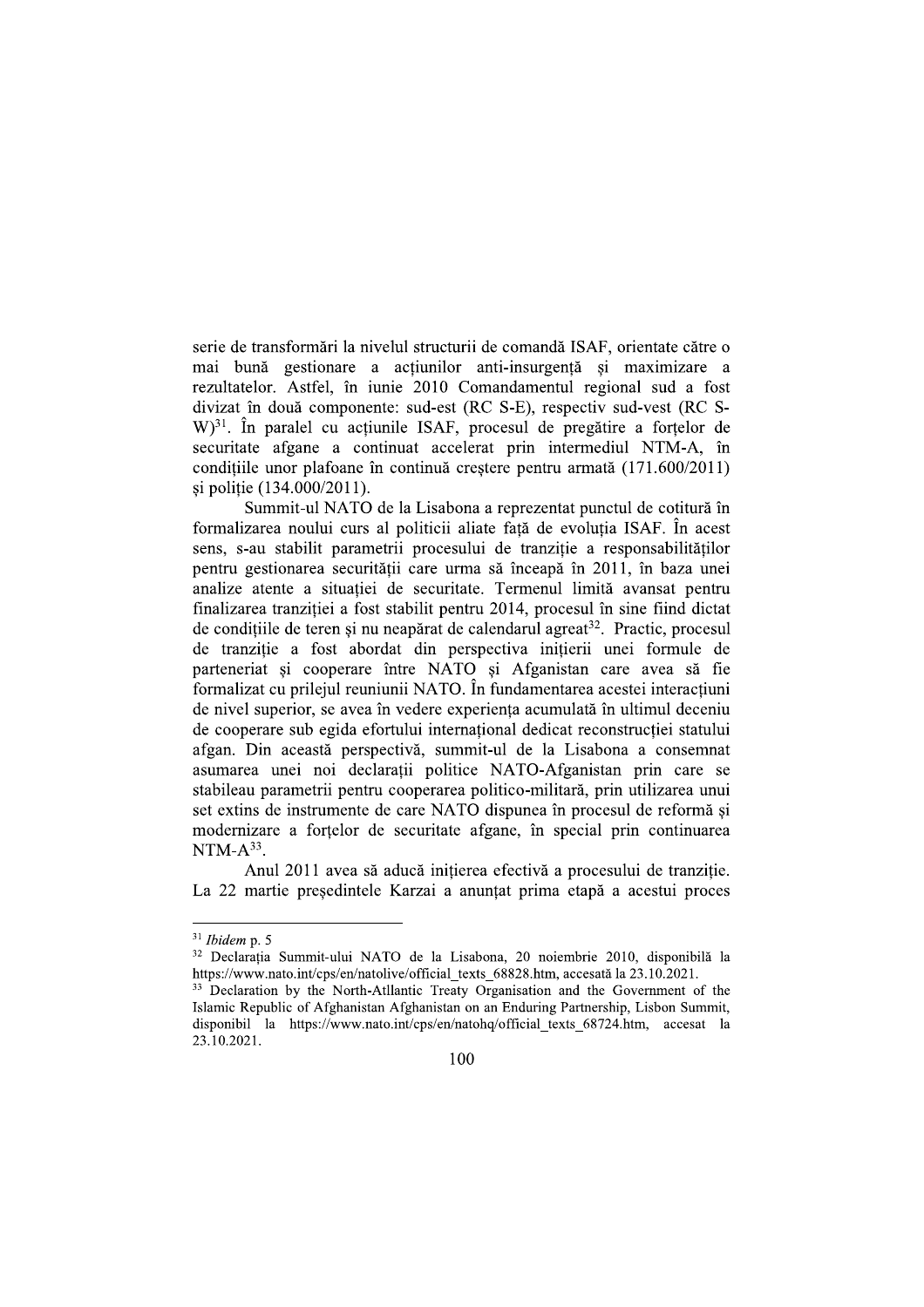serie de transformări la nivelul structurii de comandă ISAF, orientate către o mai bună gestionare a acțiunilor anti-insurgență și maximizare a rezultatelor. Astfel, în iunie 2010 Comandamentul regional sud a fost divizat în două componente: sud-est (RC S-E), respectiv sud-vest (RC S-W)[31]. În paralel cu acțiunile ISAF, procesul de pregătire a forțelor de securitate afgane a continuat accelerat prin intermediul NTM-A, în condițiile unor plafoane în continuă creștere pentru armată (171.600/2011) și poliție (134.000/2011).

Summit-ul NATO de la Lisabona a reprezentat punctul de cotitură în formalizarea noului curs al politicii aliate față de evoluția ISAF. În acest sens, s-au stabilit parametrii procesului de tranziție a responsabilităților pentru gestionarea securității care urma să înceapă în 2011, în baza unei analize atente a situației de securitate. Termenul limită avansat pentru finalizarea tranziției a fost stabilit pentru 2014, procesul în sine fiind dictat de condițiile de teren și nu neapărat de calendarul agreat[32]. Practic, procesul de tranziție a fost abordat din perspectiva inițierii unei formule de parteneriat și cooperare între NATO și Afganistan care avea să fie formalizat cu prilejul reuniunii NATO. În fundamentarea acestei interacțiuni de nivel superior, se avea în vedere experiența acumulată în ultimul deceniu de cooperare sub egida efortului internațional dedicat reconstrucției statului afgan. Din această perspectivă, summit-ul de la Lisabona a consemnat asumarea unei noi declarații politice NATO-Afganistan prin care se stabileau parametrii pentru cooperarea politico-militară, prin utilizarea unui set extins de instrumente de care NATO dispunea în procesul de reformă și modernizare a forțelor de securitate afgane, în special prin continuarea NTM-A[33].

Anul 2011 avea să aducă inițierea efectivă a procesului de tranziție. La 22 martie președintele Karzai a anunțat prima etapă a acestui proces

---

[31] *Ibidem* p. 5

[32] Declarația Summit-ului NATO de la Lisabona, 20 noiembrie 2010, disponibilă la https://www.nato.int/cps/en/natolive/official_texts_68828.htm, accesată la 23.10.2021.

[33] Declaration by the North-Atllantic Treaty Organisation and the Government of the Islamic Republic of Afghanistan Afghanistan on an Enduring Partnership, Lisbon Summit, disponibil la https://www.nato.int/cps/en/natohq/official_texts_68724.htm, accesat la 23.10.2021.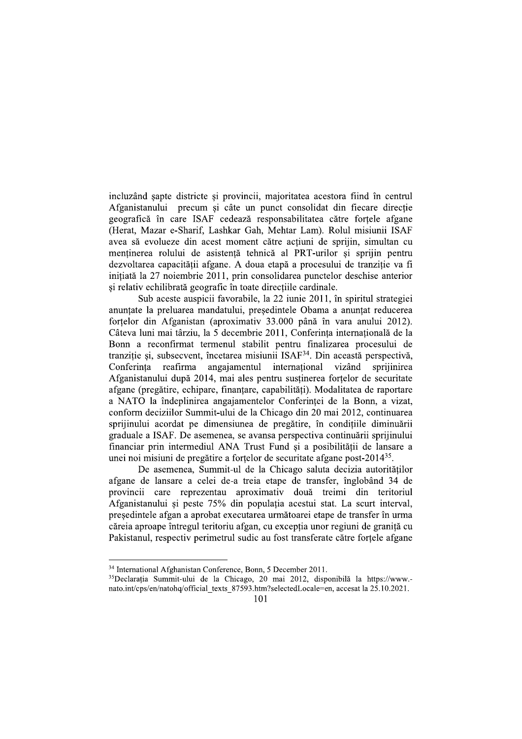incluzând șapte districte și provincii, majoritatea acestora fiind în centrul Afganistanului precum și câte un punct consolidat din fiecare direcție geografică în care ISAF cedează responsabilitatea către forțele afgane (Herat, Mazar e-Sharif, Lashkar Gah, Mehtar Lam). Rolul misiunii ISAF avea să evolueze din acest moment către acțiuni de sprijin, simultan cu menținerea rolului de asistență tehnică al PRT-urilor și sprijin pentru dezvoltarea capacității afgane. A doua etapă a procesului de tranziție va fi inițiată la 27 noiembrie 2011, prin consolidarea punctelor deschise anterior și relativ echilibrată geografic în toate direcțiile cardinale.

Sub aceste auspicii favorabile, la 22 iunie 2011, în spiritul strategiei anunțate la preluarea mandatului, președintele Obama a anunțat reducerea forțelor din Afganistan (aproximativ 33.000 până în vara anului 2012). Câteva luni mai târziu, la 5 decembrie 2011, Conferința internațională de la Bonn a reconfirmat termenul stabilit pentru finalizarea procesului de tranziție și, subsecvent, încetarea misiunii ISAF[34]. Din această perspectivă, Conferința reafirma angajamentul internațional vizând sprijinirea Afganistanului după 2014, mai ales pentru susținerea forțelor de securitate afgane (pregătire, echipare, finanțare, capabilități). Modalitatea de raportare a NATO la îndeplinirea angajamentelor Conferinței de la Bonn, a vizat, conform deciziilor Summit-ului de la Chicago din 20 mai 2012, continuarea sprijinului acordat pe dimensiunea de pregătire, în condițiile diminuării graduale a ISAF. De asemenea, se avansa perspectiva continuării sprijinului financiar prin intermediul ANA Trust Fund și a posibilității de lansare a unei noi misiuni de pregătire a forțelor de securitate afgane post-2014[35].

De asemenea, Summit-ul de la Chicago saluta decizia autorităților afgane de lansare a celei de-a treia etape de transfer, înglobând 34 de provincii care reprezentau aproximativ două treimi din teritoriul Afganistanului și peste 75% din populația acestui stat. La scurt interval, președintele afgan a aprobat executarea următoarei etape de transfer în urma căreia aproape întregul teritoriu afgan, cu excepția unor regiuni de graniță cu Pakistanul, respectiv perimetrul sudic au fost transferate către forțele afgane

---

[34] International Afghanistan Conference, Bonn, 5 December 2011.

[35] Declarația Summit-ului de la Chicago, 20 mai 2012, disponibilă la https://www.-nato.int/cps/en/natohq/official_texts_87593.htm?selectedLocale=en, accesat la 25.10.2021.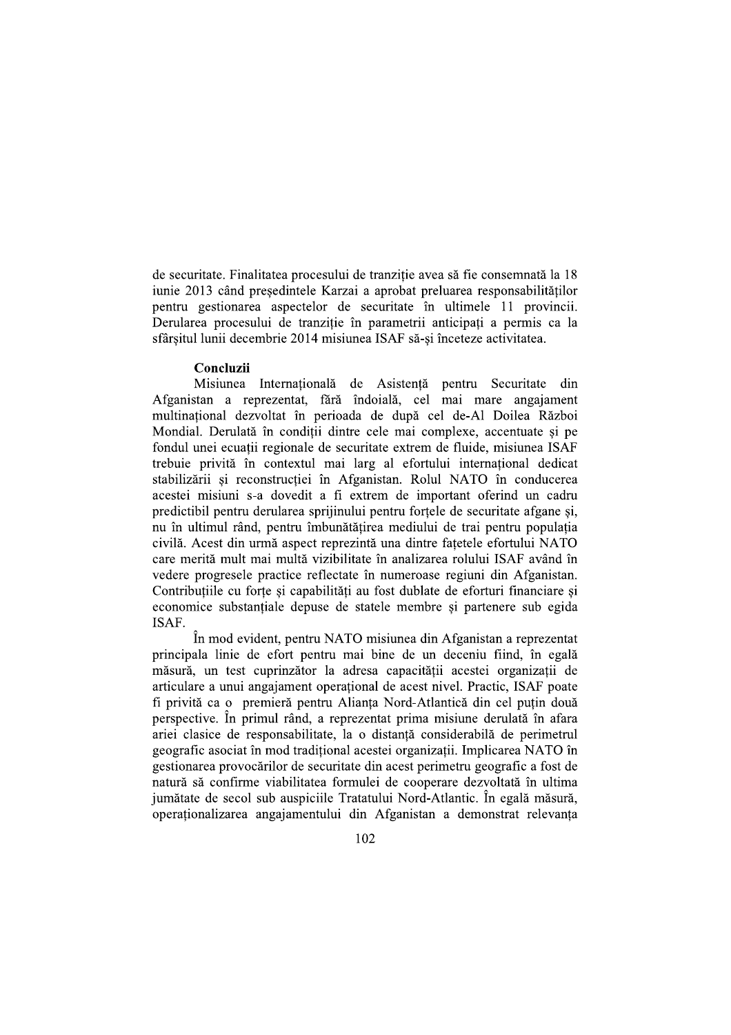de securitate. Finalitatea procesului de tranziție avea să fie consemnată la 18 iunie 2013 când președintele Karzai a aprobat preluarea responsabilităților pentru gestionarea aspectelor de securitate în ultimele 11 provincii. Derularea procesului de tranziție în parametrii anticipați a permis ca la sfârșitul lunii decembrie 2014 misiunea ISAF să-și înceteze activitatea.

**Concluzii**

Misiunea Internațională de Asistență pentru Securitate din Afganistan a reprezentat, fără îndoială, cel mai mare angajament multinațional dezvoltat în perioada de după cel de-Al Doilea Război Mondial. Derulată în condiții dintre cele mai complexe, accentuate și pe fondul unei ecuații regionale de securitate extrem de fluide, misiunea ISAF trebuie privită în contextul mai larg al efortului internațional dedicat stabilizării și reconstrucției în Afganistan. Rolul NATO în conducerea acestei misiuni s-a dovedit a fi extrem de important oferind un cadru predictibil pentru derularea sprijinului pentru forțele de securitate afgane și, nu în ultimul rând, pentru îmbunătățirea mediului de trai pentru populația civilă. Acest din urmă aspect reprezintă una dintre fațetele efortului NATO care merită mult mai multă vizibilitate în analizarea rolului ISAF având în vedere progresele practice reflectate în numeroase regiuni din Afganistan. Contribuțiile cu forțe și capabilități au fost dublate de eforturi financiare și economice substanțiale depuse de statele membre și partenere sub egida ISAF.

În mod evident, pentru NATO misiunea din Afganistan a reprezentat principala linie de efort pentru mai bine de un deceniu fiind, în egală măsură, un test cuprinzător la adresa capacității acestei organizații de articulare a unui angajament operațional de acest nivel. Practic, ISAF poate fi privită ca o premieră pentru Alianța Nord-Atlantică din cel puțin două perspective. În primul rând, a reprezentat prima misiune derulată în afara ariei clasice de responsabilitate, la o distanță considerabilă de perimetrul geografic asociat în mod tradițional acestei organizații. Implicarea NATO în gestionarea provocărilor de securitate din acest perimetru geografic a fost de natură să confirme viabilitatea formulei de cooperare dezvoltată în ultima jumătate de secol sub auspiciile Tratatului Nord-Atlantic. În egală măsură, operaționalizarea angajamentului din Afganistan a demonstrat relevanța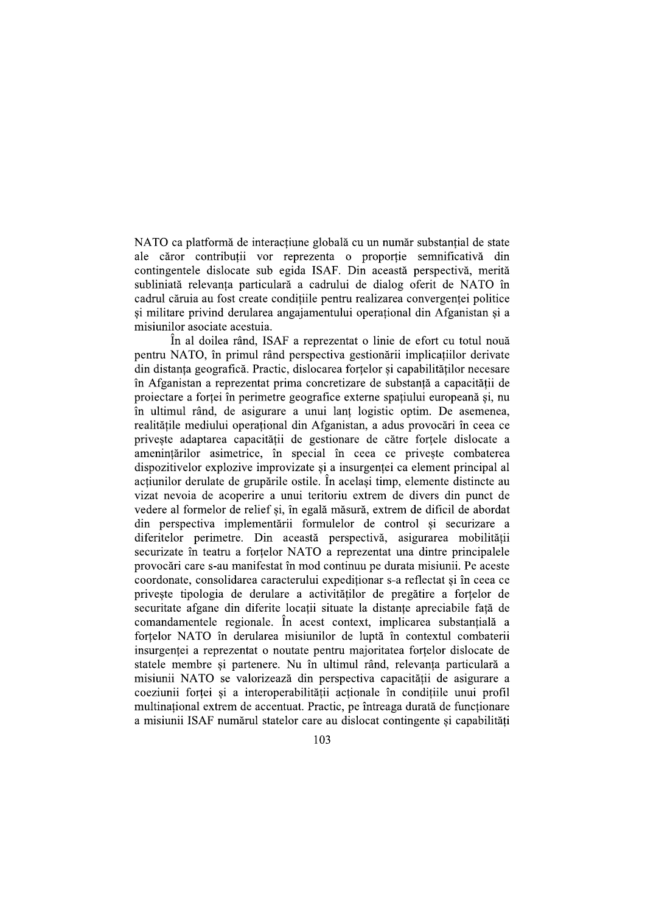NATO ca platformă de interacțiune globală cu un număr substanțial de state ale căror contribuții vor reprezenta o proporție semnificativă din contingentele dislocate sub egida ISAF. Din această perspectivă, merită subliniată relevanța particulară a cadrului de dialog oferit de NATO în cadrul căruia au fost create condițiile pentru realizarea convergenței politice și militare privind derularea angajamentului operațional din Afganistan și a misiunilor asociate acestuia.

În al doilea rând, ISAF a reprezentat o linie de efort cu totul nouă pentru NATO, în primul rând perspectiva gestionării implicațiilor derivate din distanța geografică. Practic, dislocarea forțelor și capabilităților necesare în Afganistan a reprezentat prima concretizare de substanță a capacității de proiectare a forței în perimetre geografice externe spațiului european și, nu în ultimul rând, de asigurare a unui lanț logistic optim. De asemenea, realitățile mediului operațional din Afganistan, a adus provocări în ceea ce privește adaptarea capacității de gestionare de către forțele dislocate a amenințărilor asimetrice, în special în ceea ce privește combaterea dispozitivelor explozive improvizate și a insurgenței ca element principal al acțiunilor derulate de grupările ostile. În același timp, elemente distincte au vizat nevoia de acoperire a unui teritoriu extrem de divers din punct de vedere al formelor de relief și, în egală măsură, extrem de dificil de abordat din perspectiva implementării formulelor de control și securizare a diferitelor perimetre. Din această perspectivă, asigurarea mobilității securizate în teatru a forțelor NATO a reprezentat una dintre principalele provocări care s-au manifestat în mod continuu pe durata misiunii. Pe aceste coordonate, consolidarea caracterului expediționar s-a reflectat și în ceea ce privește tipologia de derulare a activităților de pregătire a forțelor de securitate afgane din diferite locații situate la distanțe apreciabile față de comandamentele regionale. În acest context, implicarea substanțială a forțelor NATO în derularea misiunilor de luptă în contextul combaterii insurgenței a reprezentat o noutate pentru majoritatea forțelor dislocate de statele membre și partenere. Nu în ultimul rând, relevanța particulară a misiunii NATO se valorizează din perspectiva capacității de asigurare a coeziunii forței și a interoperabilității acționale în condițiile unui profil multinațional extrem de accentuat. Practic, pe întreaga durată de funcționare a misiunii ISAF numărul statelor care au dislocat contingente și capabilități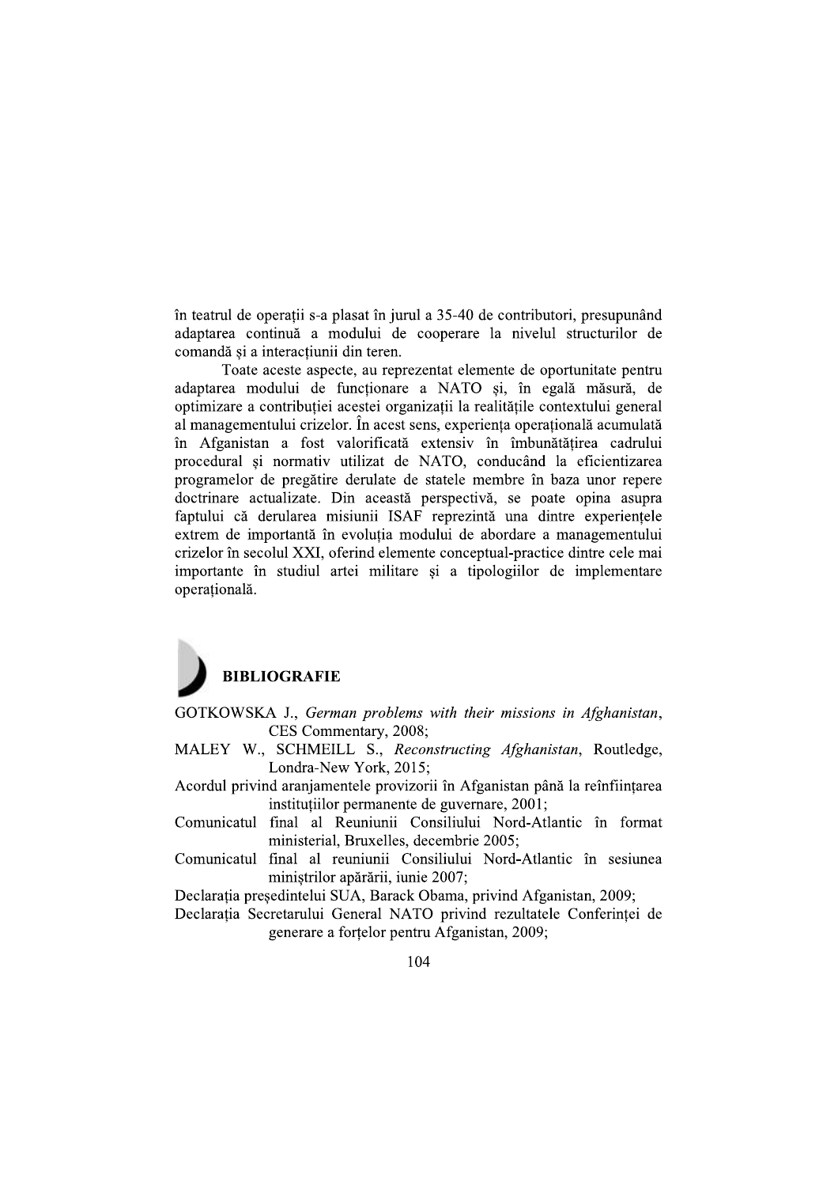în teatrul de operații s-a plasat în jurul a 35-40 de contributori, presupunând adaptarea continuă a modului de cooperare la nivelul structurilor de comandă și a interacțiunii din teren.

Toate aceste aspecte, au reprezentat elemente de oportunitate pentru adaptarea modului de funcționare a NATO și, în egală măsură, de optimizare a contribuției acestei organizații la realitățile contextului general al managementului crizelor. În acest sens, experiența operațională acumulată în Afganistan a fost valorificată extensiv în îmbunătățirea cadrului procedural și normativ utilizat de NATO, conducând la eficientizarea programelor de pregătire derulate de statele membre în baza unor repere doctrinare actualizate. Din această perspectivă, se poate opina asupra faptului că derularea misiunii ISAF reprezintă una dintre experiențele extrem de importantă în evoluția modului de abordare a managementului crizelor în secolul XXI, oferind elemente conceptual-practice dintre cele mai importante în studiul artei militare și a tipologiilor de implementare operațională.

## BIBLIOGRAFIE

GOTKOWSKA J., *German problems with their missions in Afghanistan*, CES Commentary, 2008;

MALEY W., SCHMEILL S., *Reconstructing Afghanistan*, Routledge, Londra-New York, 2015;

Acordul privind aranjamentele provizorii în Afganistan până la reînființarea instituțiilor permanente de guvernare, 2001;

Comunicatul final al Reuniunii Consiliului Nord-Atlantic în format ministerial, Bruxelles, decembrie 2005;

Comunicatul final al reuniunii Consiliului Nord-Atlantic în sesiunea miniștrilor apărării, iunie 2007;

Declarația președintelui SUA, Barack Obama, privind Afganistan, 2009;

Declarația Secretarului General NATO privind rezultatele Conferinței de generare a forțelor pentru Afganistan, 2009;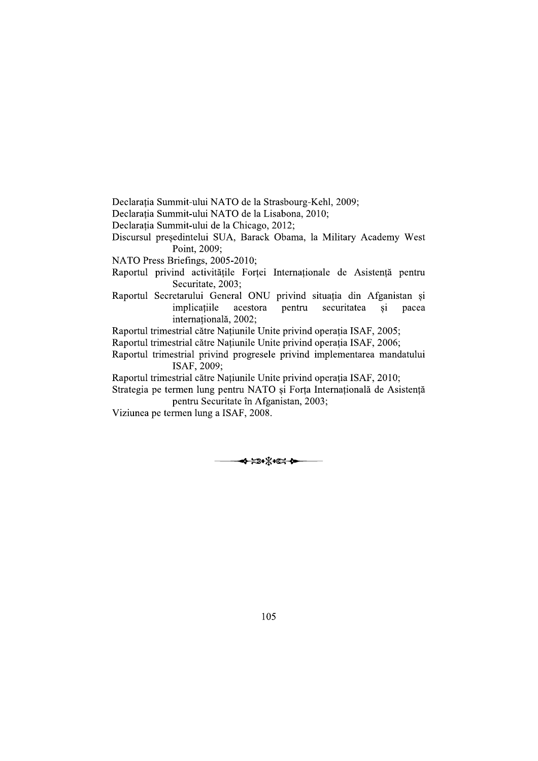Declarația Summit-ului NATO de la Strasbourg-Kehl, 2009;

Declarația Summit-ului NATO de la Lisabona, 2010;

Declarația Summit-ului de la Chicago, 2012;

Discursul președintelui SUA, Barack Obama, la Military Academy West Point, 2009;

NATO Press Briefings, 2005-2010;

Raportul privind activitățile Forței Internaționale de Asistență pentru Securitate, 2003;

Raportul Secretarului General ONU privind situația din Afganistan și implicațiile acestora pentru securitatea și pacea internațională, 2002;

Raportul trimestrial către Națiunile Unite privind operația ISAF, 2005;

Raportul trimestrial către Națiunile Unite privind operația ISAF, 2006;

Raportul trimestrial privind progresele privind implementarea mandatului ISAF, 2009;

Raportul trimestrial către Națiunile Unite privind operația ISAF, 2010;

Strategia pe termen lung pentru NATO și Forța Internațională de Asistență pentru Securitate în Afganistan, 2003;

Viziunea pe termen lung a ISAF, 2008.